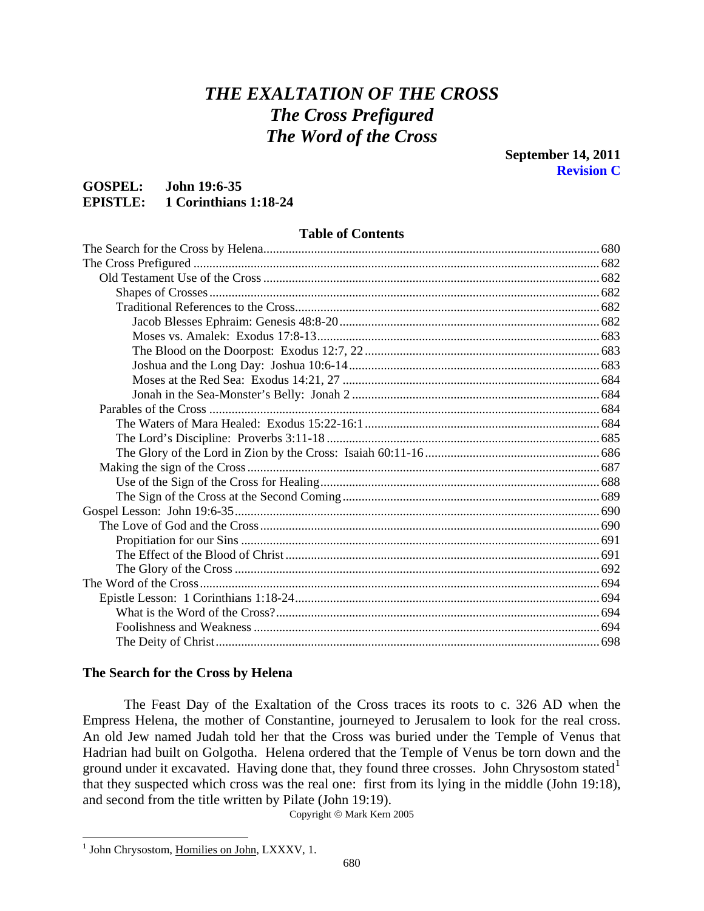# *THE EXALTATION OF THE CROSS*
## *The Cross Prefigured*
## *The Word of the Cross*

**September 14, 2011**
**Revision C**

**GOSPEL: John 19:6-35**
**EPISTLE: 1 Corinthians 1:18-24**

### Table of Contents

- The Search for the Cross by Helena .......... 680
- The Cross Prefigured .......... 682
  - Old Testament Use of the Cross .......... 682
    - Shapes of Crosses .......... 682
    - Traditional References to the Cross .......... 682
      - Jacob Blesses Ephraim: Genesis 48:8-20 .......... 682
      - Moses vs. Amalek: Exodus 17:8-13 .......... 683
      - The Blood on the Doorpost: Exodus 12:7, 22 .......... 683
      - Joshua and the Long Day: Joshua 10:6-14 .......... 683
      - Moses at the Red Sea: Exodus 14:21, 27 .......... 684
      - Jonah in the Sea-Monster's Belly: Jonah 2 .......... 684
  - Parables of the Cross .......... 684
    - The Waters of Mara Healed: Exodus 15:22-16:1 .......... 684
    - The Lord's Discipline: Proverbs 3:11-18 .......... 685
    - The Glory of the Lord in Zion by the Cross: Isaiah 60:11-16 .......... 686
  - Making the sign of the Cross .......... 687
    - Use of the Sign of the Cross for Healing .......... 688
    - The Sign of the Cross at the Second Coming .......... 689
- Gospel Lesson: John 19:6-35 .......... 690
  - The Love of God and the Cross .......... 690
    - Propitiation for our Sins .......... 691
    - The Effect of the Blood of Christ .......... 691
    - The Glory of the Cross .......... 692
- The Word of the Cross .......... 694
  - Epistle Lesson: 1 Corinthians 1:18-24 .......... 694
    - What is the Word of the Cross? .......... 694
    - Foolishness and Weakness .......... 694
    - The Deity of Christ .......... 698

## The Search for the Cross by Helena

The Feast Day of the Exaltation of the Cross traces its roots to c. 326 AD when the Empress Helena, the mother of Constantine, journeyed to Jerusalem to look for the real cross. An old Jew named Judah told her that the Cross was buried under the Temple of Venus that Hadrian had built on Golgotha. Helena ordered that the Temple of Venus be torn down and the ground under it excavated. Having done that, they found three crosses. John Chrysostom stated[1] that they suspected which cross was the real one: first from its lying in the middle (John 19:18), and second from the title written by Pilate (John 19:19).

Copyright © Mark Kern 2005

---

[1] John Chrysostom, Homilies on John, LXXXV, 1.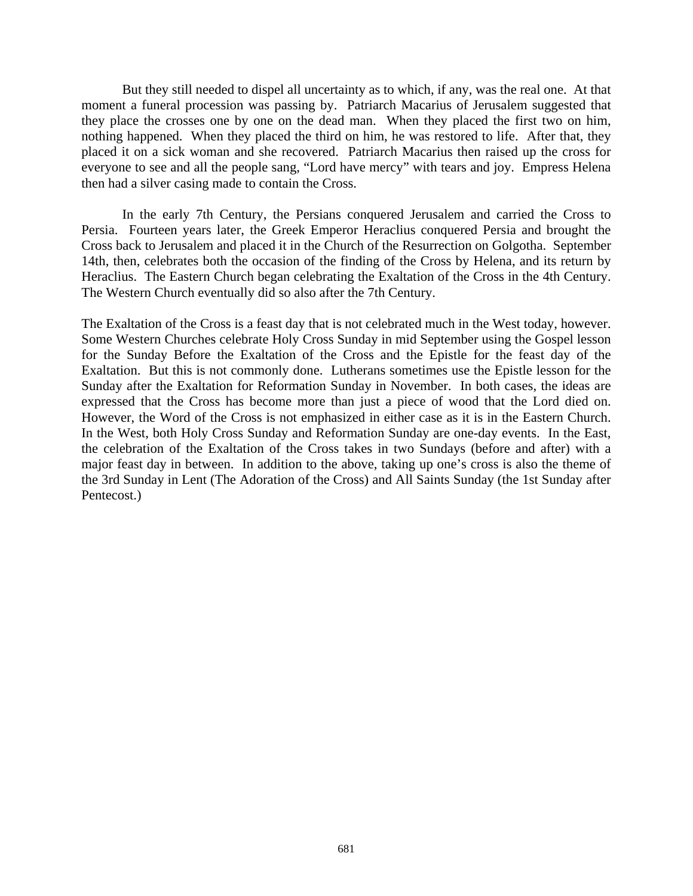But they still needed to dispel all uncertainty as to which, if any, was the real one. At that moment a funeral procession was passing by. Patriarch Macarius of Jerusalem suggested that they place the crosses one by one on the dead man. When they placed the first two on him, nothing happened. When they placed the third on him, he was restored to life. After that, they placed it on a sick woman and she recovered. Patriarch Macarius then raised up the cross for everyone to see and all the people sang, "Lord have mercy" with tears and joy. Empress Helena then had a silver casing made to contain the Cross.

In the early 7th Century, the Persians conquered Jerusalem and carried the Cross to Persia. Fourteen years later, the Greek Emperor Heraclius conquered Persia and brought the Cross back to Jerusalem and placed it in the Church of the Resurrection on Golgotha. September 14th, then, celebrates both the occasion of the finding of the Cross by Helena, and its return by Heraclius. The Eastern Church began celebrating the Exaltation of the Cross in the 4th Century. The Western Church eventually did so also after the 7th Century.

The Exaltation of the Cross is a feast day that is not celebrated much in the West today, however. Some Western Churches celebrate Holy Cross Sunday in mid September using the Gospel lesson for the Sunday Before the Exaltation of the Cross and the Epistle for the feast day of the Exaltation. But this is not commonly done. Lutherans sometimes use the Epistle lesson for the Sunday after the Exaltation for Reformation Sunday in November. In both cases, the ideas are expressed that the Cross has become more than just a piece of wood that the Lord died on. However, the Word of the Cross is not emphasized in either case as it is in the Eastern Church. In the West, both Holy Cross Sunday and Reformation Sunday are one-day events. In the East, the celebration of the Exaltation of the Cross takes in two Sundays (before and after) with a major feast day in between. In addition to the above, taking up one's cross is also the theme of the 3rd Sunday in Lent (The Adoration of the Cross) and All Saints Sunday (the 1st Sunday after Pentecost.)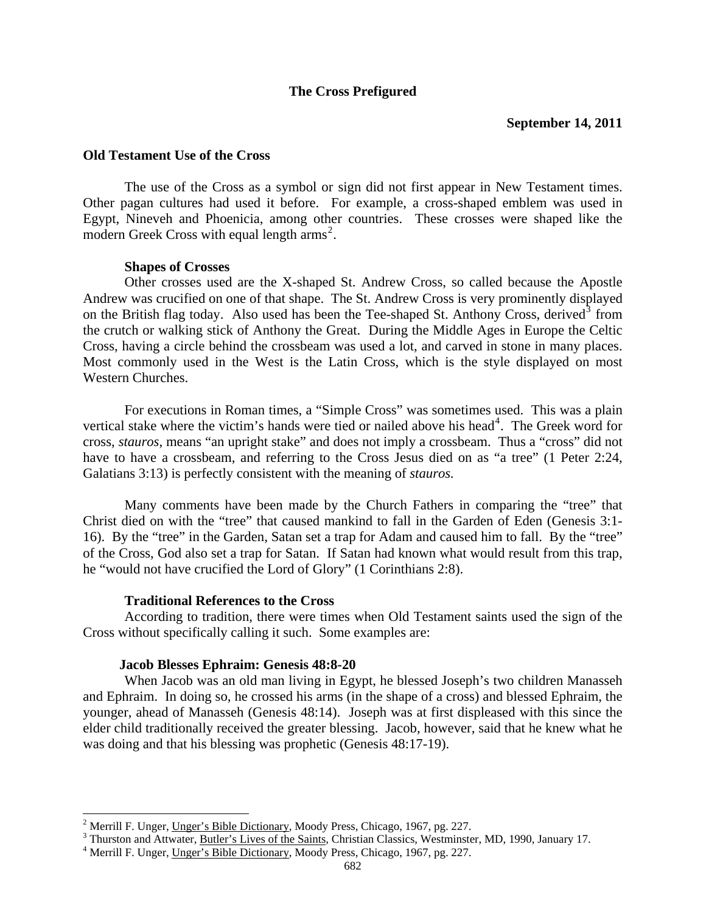**The Cross Prefigured**

**September 14, 2011**

## Old Testament Use of the Cross

The use of the Cross as a symbol or sign did not first appear in New Testament times. Other pagan cultures had used it before. For example, a cross-shaped emblem was used in Egypt, Nineveh and Phoenicia, among other countries. These crosses were shaped like the modern Greek Cross with equal length arms[2].

### Shapes of Crosses

Other crosses used are the X-shaped St. Andrew Cross, so called because the Apostle Andrew was crucified on one of that shape. The St. Andrew Cross is very prominently displayed on the British flag today. Also used has been the Tee-shaped St. Anthony Cross, derived[3] from the crutch or walking stick of Anthony the Great. During the Middle Ages in Europe the Celtic Cross, having a circle behind the crossbeam was used a lot, and carved in stone in many places. Most commonly used in the West is the Latin Cross, which is the style displayed on most Western Churches.

For executions in Roman times, a "Simple Cross" was sometimes used. This was a plain vertical stake where the victim's hands were tied or nailed above his head[4]. The Greek word for cross, *stauros*, means "an upright stake" and does not imply a crossbeam. Thus a "cross" did not have to have a crossbeam, and referring to the Cross Jesus died on as "a tree" (1 Peter 2:24, Galatians 3:13) is perfectly consistent with the meaning of *stauros.*

Many comments have been made by the Church Fathers in comparing the "tree" that Christ died on with the "tree" that caused mankind to fall in the Garden of Eden (Genesis 3:1-16). By the "tree" in the Garden, Satan set a trap for Adam and caused him to fall. By the "tree" of the Cross, God also set a trap for Satan. If Satan had known what would result from this trap, he "would not have crucified the Lord of Glory" (1 Corinthians 2:8).

### Traditional References to the Cross

According to tradition, there were times when Old Testament saints used the sign of the Cross without specifically calling it such. Some examples are:

#### Jacob Blesses Ephraim: Genesis 48:8-20

When Jacob was an old man living in Egypt, he blessed Joseph's two children Manasseh and Ephraim. In doing so, he crossed his arms (in the shape of a cross) and blessed Ephraim, the younger, ahead of Manasseh (Genesis 48:14). Joseph was at first displeased with this since the elder child traditionally received the greater blessing. Jacob, however, said that he knew what he was doing and that his blessing was prophetic (Genesis 48:17-19).

---

[2] Merrill F. Unger, Unger's Bible Dictionary, Moody Press, Chicago, 1967, pg. 227.

[3] Thurston and Attwater, Butler's Lives of the Saints, Christian Classics, Westminster, MD, 1990, January 17.

[4] Merrill F. Unger, Unger's Bible Dictionary, Moody Press, Chicago, 1967, pg. 227.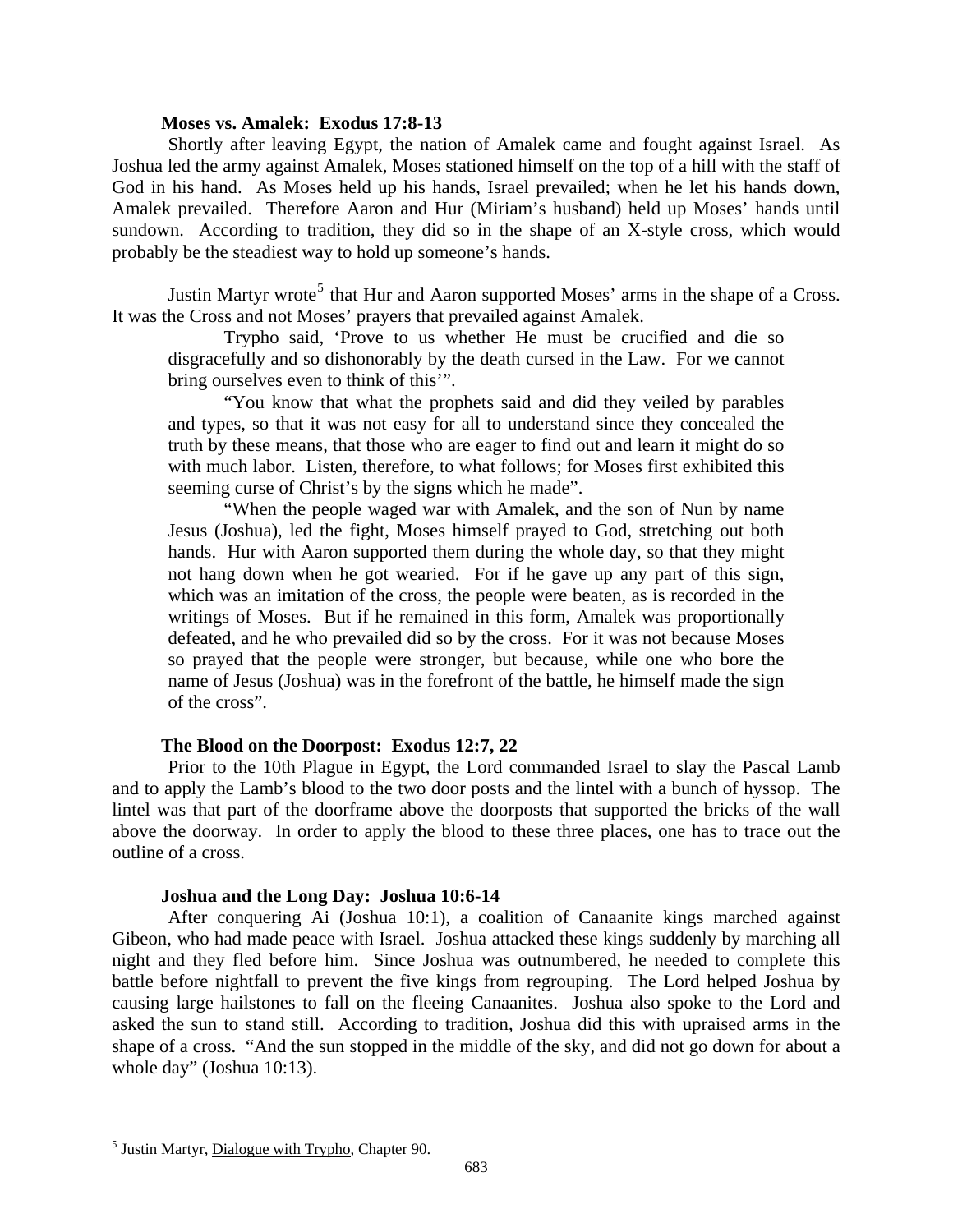**Moses vs. Amalek: Exodus 17:8-13**

Shortly after leaving Egypt, the nation of Amalek came and fought against Israel. As Joshua led the army against Amalek, Moses stationed himself on the top of a hill with the staff of God in his hand. As Moses held up his hands, Israel prevailed; when he let his hands down, Amalek prevailed. Therefore Aaron and Hur (Miriam's husband) held up Moses' hands until sundown. According to tradition, they did so in the shape of an X-style cross, which would probably be the steadiest way to hold up someone's hands.

Justin Martyr wrote[5] that Hur and Aaron supported Moses' arms in the shape of a Cross. It was the Cross and not Moses' prayers that prevailed against Amalek.

> Trypho said, 'Prove to us whether He must be crucified and die so disgracefully and so dishonorably by the death cursed in the Law. For we cannot bring ourselves even to think of this'".
>
> "You know that what the prophets said and did they veiled by parables and types, so that it was not easy for all to understand since they concealed the truth by these means, that those who are eager to find out and learn it might do so with much labor. Listen, therefore, to what follows; for Moses first exhibited this seeming curse of Christ's by the signs which he made".
>
> "When the people waged war with Amalek, and the son of Nun by name Jesus (Joshua), led the fight, Moses himself prayed to God, stretching out both hands. Hur with Aaron supported them during the whole day, so that they might not hang down when he got wearied. For if he gave up any part of this sign, which was an imitation of the cross, the people were beaten, as is recorded in the writings of Moses. But if he remained in this form, Amalek was proportionally defeated, and he who prevailed did so by the cross. For it was not because Moses so prayed that the people were stronger, but because, while one who bore the name of Jesus (Joshua) was in the forefront of the battle, he himself made the sign of the cross".

**The Blood on the Doorpost: Exodus 12:7, 22**

Prior to the 10th Plague in Egypt, the Lord commanded Israel to slay the Pascal Lamb and to apply the Lamb's blood to the two door posts and the lintel with a bunch of hyssop. The lintel was that part of the doorframe above the doorposts that supported the bricks of the wall above the doorway. In order to apply the blood to these three places, one has to trace out the outline of a cross.

**Joshua and the Long Day: Joshua 10:6-14**

After conquering Ai (Joshua 10:1), a coalition of Canaanite kings marched against Gibeon, who had made peace with Israel. Joshua attacked these kings suddenly by marching all night and they fled before him. Since Joshua was outnumbered, he needed to complete this battle before nightfall to prevent the five kings from regrouping. The Lord helped Joshua by causing large hailstones to fall on the fleeing Canaanites. Joshua also spoke to the Lord and asked the sun to stand still. According to tradition, Joshua did this with upraised arms in the shape of a cross. "And the sun stopped in the middle of the sky, and did not go down for about a whole day" (Joshua 10:13).

---

[5] Justin Martyr, Dialogue with Trypho, Chapter 90.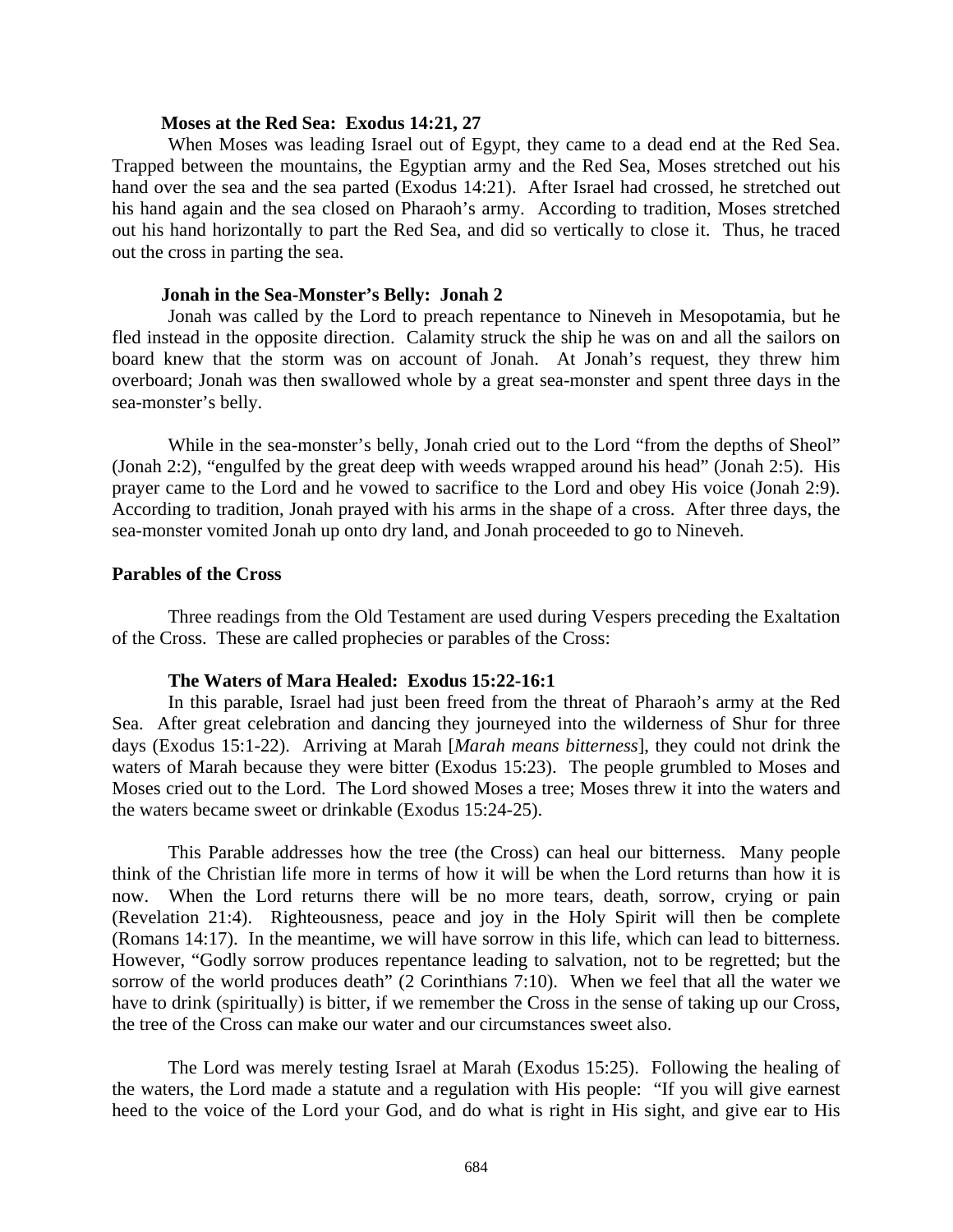**Moses at the Red Sea: Exodus 14:21, 27**

When Moses was leading Israel out of Egypt, they came to a dead end at the Red Sea. Trapped between the mountains, the Egyptian army and the Red Sea, Moses stretched out his hand over the sea and the sea parted (Exodus 14:21). After Israel had crossed, he stretched out his hand again and the sea closed on Pharaoh's army. According to tradition, Moses stretched out his hand horizontally to part the Red Sea, and did so vertically to close it. Thus, he traced out the cross in parting the sea.

**Jonah in the Sea-Monster's Belly: Jonah 2**

Jonah was called by the Lord to preach repentance to Nineveh in Mesopotamia, but he fled instead in the opposite direction. Calamity struck the ship he was on and all the sailors on board knew that the storm was on account of Jonah. At Jonah's request, they threw him overboard; Jonah was then swallowed whole by a great sea-monster and spent three days in the sea-monster's belly.

While in the sea-monster's belly, Jonah cried out to the Lord "from the depths of Sheol" (Jonah 2:2), "engulfed by the great deep with weeds wrapped around his head" (Jonah 2:5). His prayer came to the Lord and he vowed to sacrifice to the Lord and obey His voice (Jonah 2:9). According to tradition, Jonah prayed with his arms in the shape of a cross. After three days, the sea-monster vomited Jonah up onto dry land, and Jonah proceeded to go to Nineveh.

## Parables of the Cross

Three readings from the Old Testament are used during Vespers preceding the Exaltation of the Cross. These are called prophecies or parables of the Cross:

**The Waters of Mara Healed: Exodus 15:22-16:1**

In this parable, Israel had just been freed from the threat of Pharaoh's army at the Red Sea. After great celebration and dancing they journeyed into the wilderness of Shur for three days (Exodus 15:1-22). Arriving at Marah [*Marah means bitterness*], they could not drink the waters of Marah because they were bitter (Exodus 15:23). The people grumbled to Moses and Moses cried out to the Lord. The Lord showed Moses a tree; Moses threw it into the waters and the waters became sweet or drinkable (Exodus 15:24-25).

This Parable addresses how the tree (the Cross) can heal our bitterness. Many people think of the Christian life more in terms of how it will be when the Lord returns than how it is now. When the Lord returns there will be no more tears, death, sorrow, crying or pain (Revelation 21:4). Righteousness, peace and joy in the Holy Spirit will then be complete (Romans 14:17). In the meantime, we will have sorrow in this life, which can lead to bitterness. However, "Godly sorrow produces repentance leading to salvation, not to be regretted; but the sorrow of the world produces death" (2 Corinthians 7:10). When we feel that all the water we have to drink (spiritually) is bitter, if we remember the Cross in the sense of taking up our Cross, the tree of the Cross can make our water and our circumstances sweet also.

The Lord was merely testing Israel at Marah (Exodus 15:25). Following the healing of the waters, the Lord made a statute and a regulation with His people: "If you will give earnest heed to the voice of the Lord your God, and do what is right in His sight, and give ear to His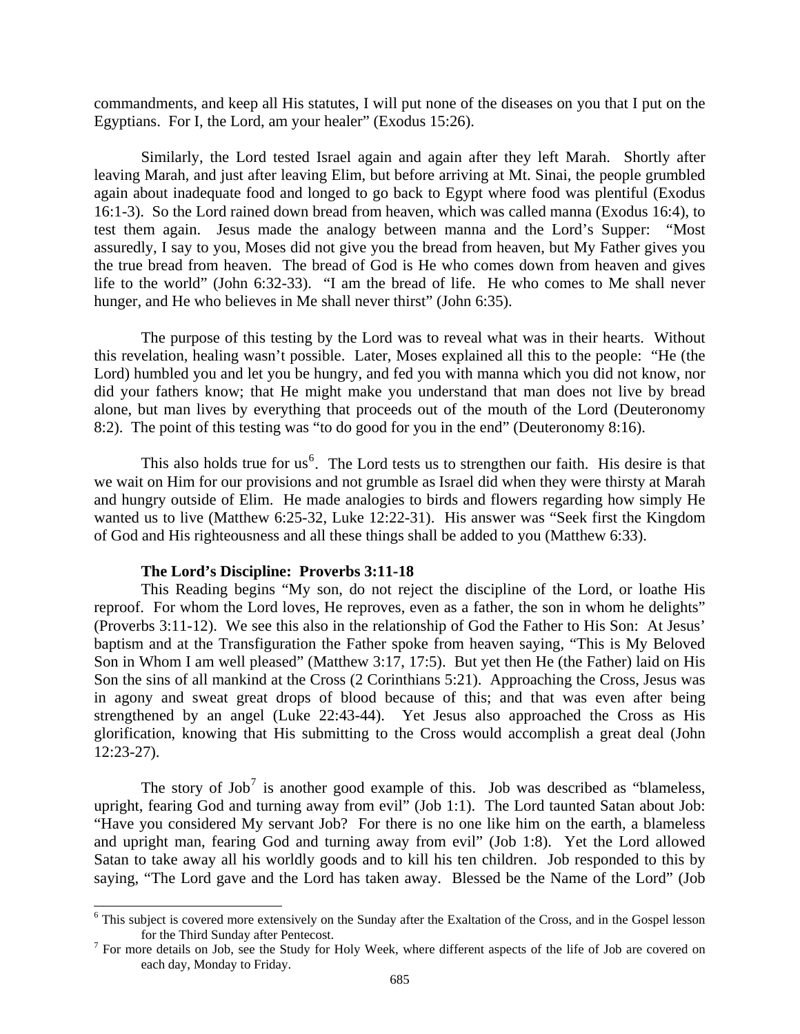commandments, and keep all His statutes, I will put none of the diseases on you that I put on the Egyptians. For I, the Lord, am your healer" (Exodus 15:26).

Similarly, the Lord tested Israel again and again after they left Marah. Shortly after leaving Marah, and just after leaving Elim, but before arriving at Mt. Sinai, the people grumbled again about inadequate food and longed to go back to Egypt where food was plentiful (Exodus 16:1-3). So the Lord rained down bread from heaven, which was called manna (Exodus 16:4), to test them again. Jesus made the analogy between manna and the Lord's Supper: "Most assuredly, I say to you, Moses did not give you the bread from heaven, but My Father gives you the true bread from heaven. The bread of God is He who comes down from heaven and gives life to the world" (John 6:32-33). "I am the bread of life. He who comes to Me shall never hunger, and He who believes in Me shall never thirst" (John 6:35).

The purpose of this testing by the Lord was to reveal what was in their hearts. Without this revelation, healing wasn't possible. Later, Moses explained all this to the people: "He (the Lord) humbled you and let you be hungry, and fed you with manna which you did not know, nor did your fathers know; that He might make you understand that man does not live by bread alone, but man lives by everything that proceeds out of the mouth of the Lord (Deuteronomy 8:2). The point of this testing was "to do good for you in the end" (Deuteronomy 8:16).

This also holds true for us[6]. The Lord tests us to strengthen our faith. His desire is that we wait on Him for our provisions and not grumble as Israel did when they were thirsty at Marah and hungry outside of Elim. He made analogies to birds and flowers regarding how simply He wanted us to live (Matthew 6:25-32, Luke 12:22-31). His answer was "Seek first the Kingdom of God and His righteousness and all these things shall be added to you (Matthew 6:33).

**The Lord's Discipline: Proverbs 3:11-18**

This Reading begins "My son, do not reject the discipline of the Lord, or loathe His reproof. For whom the Lord loves, He reproves, even as a father, the son in whom he delights" (Proverbs 3:11-12). We see this also in the relationship of God the Father to His Son: At Jesus' baptism and at the Transfiguration the Father spoke from heaven saying, "This is My Beloved Son in Whom I am well pleased" (Matthew 3:17, 17:5). But yet then He (the Father) laid on His Son the sins of all mankind at the Cross (2 Corinthians 5:21). Approaching the Cross, Jesus was in agony and sweat great drops of blood because of this; and that was even after being strengthened by an angel (Luke 22:43-44). Yet Jesus also approached the Cross as His glorification, knowing that His submitting to the Cross would accomplish a great deal (John 12:23-27).

The story of Job[7] is another good example of this. Job was described as "blameless, upright, fearing God and turning away from evil" (Job 1:1). The Lord taunted Satan about Job: "Have you considered My servant Job? For there is no one like him on the earth, a blameless and upright man, fearing God and turning away from evil" (Job 1:8). Yet the Lord allowed Satan to take away all his worldly goods and to kill his ten children. Job responded to this by saying, "The Lord gave and the Lord has taken away. Blessed be the Name of the Lord" (Job

---

[6] This subject is covered more extensively on the Sunday after the Exaltation of the Cross, and in the Gospel lesson for the Third Sunday after Pentecost.

[7] For more details on Job, see the Study for Holy Week, where different aspects of the life of Job are covered on each day, Monday to Friday.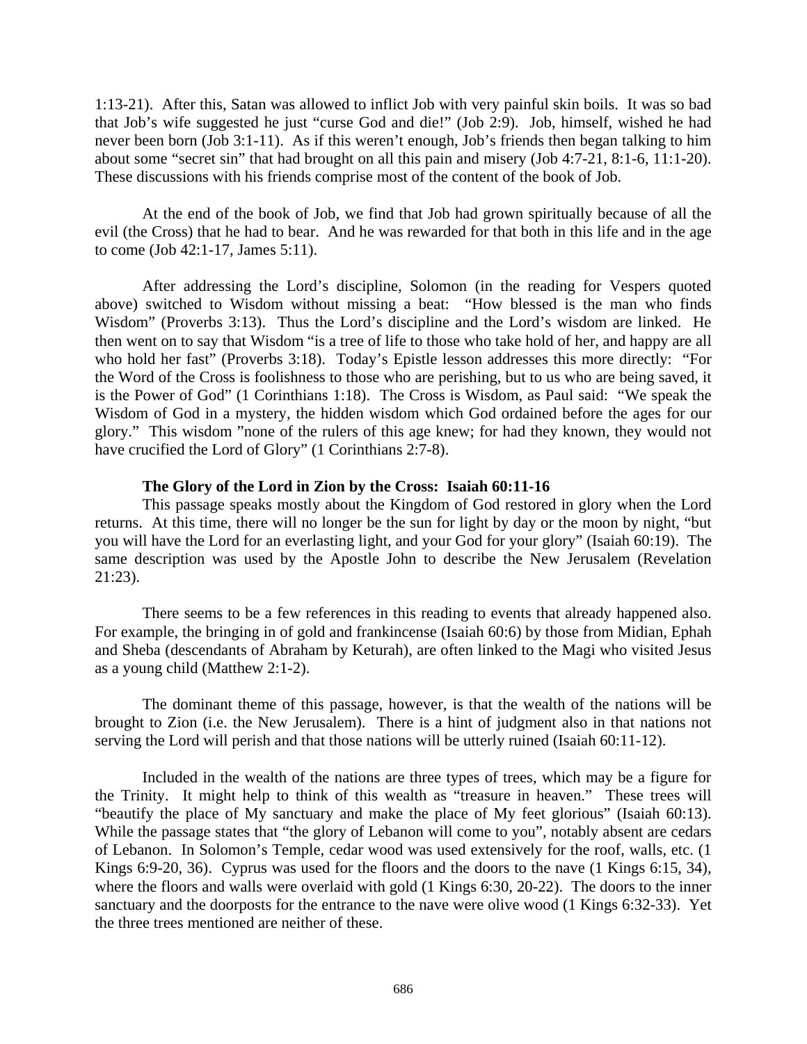1:13-21). After this, Satan was allowed to inflict Job with very painful skin boils. It was so bad that Job's wife suggested he just "curse God and die!" (Job 2:9). Job, himself, wished he had never been born (Job 3:1-11). As if this weren't enough, Job's friends then began talking to him about some "secret sin" that had brought on all this pain and misery (Job 4:7-21, 8:1-6, 11:1-20). These discussions with his friends comprise most of the content of the book of Job.

At the end of the book of Job, we find that Job had grown spiritually because of all the evil (the Cross) that he had to bear. And he was rewarded for that both in this life and in the age to come (Job 42:1-17, James 5:11).

After addressing the Lord's discipline, Solomon (in the reading for Vespers quoted above) switched to Wisdom without missing a beat: "How blessed is the man who finds Wisdom" (Proverbs 3:13). Thus the Lord's discipline and the Lord's wisdom are linked. He then went on to say that Wisdom "is a tree of life to those who take hold of her, and happy are all who hold her fast" (Proverbs 3:18). Today's Epistle lesson addresses this more directly: "For the Word of the Cross is foolishness to those who are perishing, but to us who are being saved, it is the Power of God" (1 Corinthians 1:18). The Cross is Wisdom, as Paul said: "We speak the Wisdom of God in a mystery, the hidden wisdom which God ordained before the ages for our glory." This wisdom "none of the rulers of this age knew; for had they known, they would not have crucified the Lord of Glory" (1 Corinthians 2:7-8).

**The Glory of the Lord in Zion by the Cross: Isaiah 60:11-16**

This passage speaks mostly about the Kingdom of God restored in glory when the Lord returns. At this time, there will no longer be the sun for light by day or the moon by night, "but you will have the Lord for an everlasting light, and your God for your glory" (Isaiah 60:19). The same description was used by the Apostle John to describe the New Jerusalem (Revelation 21:23).

There seems to be a few references in this reading to events that already happened also. For example, the bringing in of gold and frankincense (Isaiah 60:6) by those from Midian, Ephah and Sheba (descendants of Abraham by Keturah), are often linked to the Magi who visited Jesus as a young child (Matthew 2:1-2).

The dominant theme of this passage, however, is that the wealth of the nations will be brought to Zion (i.e. the New Jerusalem). There is a hint of judgment also in that nations not serving the Lord will perish and that those nations will be utterly ruined (Isaiah 60:11-12).

Included in the wealth of the nations are three types of trees, which may be a figure for the Trinity. It might help to think of this wealth as "treasure in heaven." These trees will "beautify the place of My sanctuary and make the place of My feet glorious" (Isaiah 60:13). While the passage states that "the glory of Lebanon will come to you", notably absent are cedars of Lebanon. In Solomon's Temple, cedar wood was used extensively for the roof, walls, etc. (1 Kings 6:9-20, 36). Cyprus was used for the floors and the doors to the nave (1 Kings 6:15, 34), where the floors and walls were overlaid with gold (1 Kings 6:30, 20-22). The doors to the inner sanctuary and the doorposts for the entrance to the nave were olive wood (1 Kings 6:32-33). Yet the three trees mentioned are neither of these.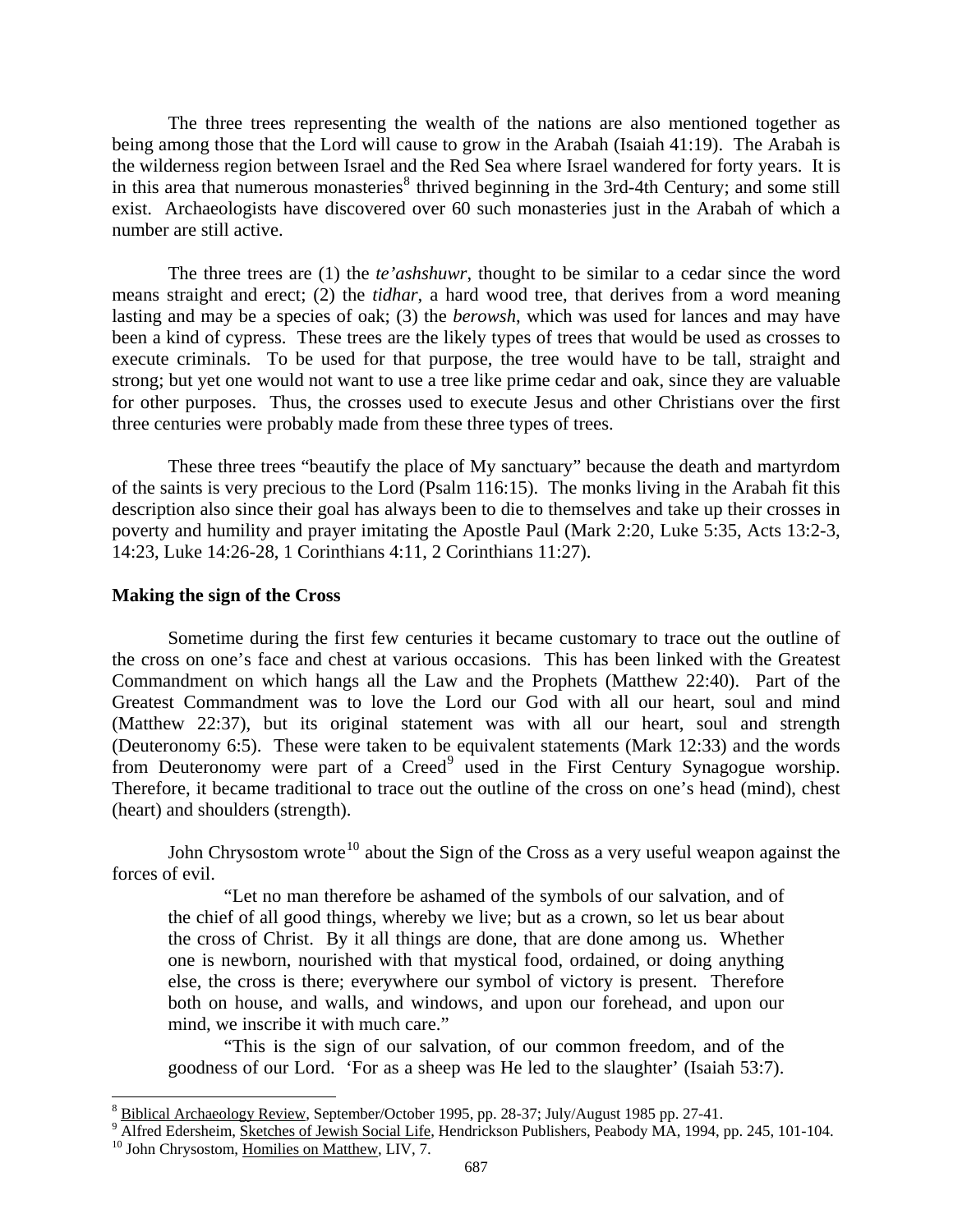The three trees representing the wealth of the nations are also mentioned together as being among those that the Lord will cause to grow in the Arabah (Isaiah 41:19). The Arabah is the wilderness region between Israel and the Red Sea where Israel wandered for forty years. It is in this area that numerous monasteries[8] thrived beginning in the 3rd-4th Century; and some still exist. Archaeologists have discovered over 60 such monasteries just in the Arabah of which a number are still active.

The three trees are (1) the *te'ashshuwr*, thought to be similar to a cedar since the word means straight and erect; (2) the *tidhar*, a hard wood tree, that derives from a word meaning lasting and may be a species of oak; (3) the *berowsh*, which was used for lances and may have been a kind of cypress. These trees are the likely types of trees that would be used as crosses to execute criminals. To be used for that purpose, the tree would have to be tall, straight and strong; but yet one would not want to use a tree like prime cedar and oak, since they are valuable for other purposes. Thus, the crosses used to execute Jesus and other Christians over the first three centuries were probably made from these three types of trees.

These three trees "beautify the place of My sanctuary" because the death and martyrdom of the saints is very precious to the Lord (Psalm 116:15). The monks living in the Arabah fit this description also since their goal has always been to die to themselves and take up their crosses in poverty and humility and prayer imitating the Apostle Paul (Mark 2:20, Luke 5:35, Acts 13:2-3, 14:23, Luke 14:26-28, 1 Corinthians 4:11, 2 Corinthians 11:27).

**Making the sign of the Cross**

Sometime during the first few centuries it became customary to trace out the outline of the cross on one's face and chest at various occasions. This has been linked with the Greatest Commandment on which hangs all the Law and the Prophets (Matthew 22:40). Part of the Greatest Commandment was to love the Lord our God with all our heart, soul and mind (Matthew 22:37), but its original statement was with all our heart, soul and strength (Deuteronomy 6:5). These were taken to be equivalent statements (Mark 12:33) and the words from Deuteronomy were part of a Creed[9] used in the First Century Synagogue worship. Therefore, it became traditional to trace out the outline of the cross on one's head (mind), chest (heart) and shoulders (strength).

John Chrysostom wrote[10] about the Sign of the Cross as a very useful weapon against the forces of evil.

> "Let no man therefore be ashamed of the symbols of our salvation, and of the chief of all good things, whereby we live; but as a crown, so let us bear about the cross of Christ. By it all things are done, that are done among us. Whether one is newborn, nourished with that mystical food, ordained, or doing anything else, the cross is there; everywhere our symbol of victory is present. Therefore both on house, and walls, and windows, and upon our forehead, and upon our mind, we inscribe it with much care."
>
> "This is the sign of our salvation, of our common freedom, and of the goodness of our Lord. 'For as a sheep was He led to the slaughter' (Isaiah 53:7).

---

[8] Biblical Archaeology Review, September/October 1995, pp. 28-37; July/August 1985 pp. 27-41.

[9] Alfred Edersheim, Sketches of Jewish Social Life, Hendrickson Publishers, Peabody MA, 1994, pp. 245, 101-104.

[10] John Chrysostom, Homilies on Matthew, LIV, 7.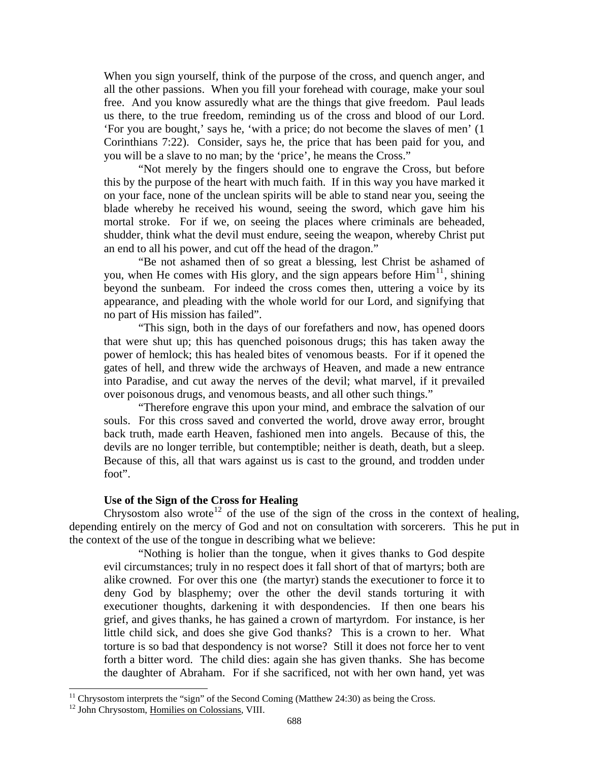When you sign yourself, think of the purpose of the cross, and quench anger, and all the other passions. When you fill your forehead with courage, make your soul free. And you know assuredly what are the things that give freedom. Paul leads us there, to the true freedom, reminding us of the cross and blood of our Lord. 'For you are bought,' says he, 'with a price; do not become the slaves of men' (1 Corinthians 7:22). Consider, says he, the price that has been paid for you, and you will be a slave to no man; by the 'price', he means the Cross."

"Not merely by the fingers should one to engrave the Cross, but before this by the purpose of the heart with much faith. If in this way you have marked it on your face, none of the unclean spirits will be able to stand near you, seeing the blade whereby he received his wound, seeing the sword, which gave him his mortal stroke. For if we, on seeing the places where criminals are beheaded, shudder, think what the devil must endure, seeing the weapon, whereby Christ put an end to all his power, and cut off the head of the dragon."

"Be not ashamed then of so great a blessing, lest Christ be ashamed of you, when He comes with His glory, and the sign appears before Him[11], shining beyond the sunbeam. For indeed the cross comes then, uttering a voice by its appearance, and pleading with the whole world for our Lord, and signifying that no part of His mission has failed".

"This sign, both in the days of our forefathers and now, has opened doors that were shut up; this has quenched poisonous drugs; this has taken away the power of hemlock; this has healed bites of venomous beasts. For if it opened the gates of hell, and threw wide the archways of Heaven, and made a new entrance into Paradise, and cut away the nerves of the devil; what marvel, if it prevailed over poisonous drugs, and venomous beasts, and all other such things."

"Therefore engrave this upon your mind, and embrace the salvation of our souls. For this cross saved and converted the world, drove away error, brought back truth, made earth Heaven, fashioned men into angels. Because of this, the devils are no longer terrible, but contemptible; neither is death, death, but a sleep. Because of this, all that wars against us is cast to the ground, and trodden under foot".

**Use of the Sign of the Cross for Healing**

Chrysostom also wrote[12] of the use of the sign of the cross in the context of healing, depending entirely on the mercy of God and not on consultation with sorcerers. This he put in the context of the use of the tongue in describing what we believe:

"Nothing is holier than the tongue, when it gives thanks to God despite evil circumstances; truly in no respect does it fall short of that of martyrs; both are alike crowned. For over this one (the martyr) stands the executioner to force it to deny God by blasphemy; over the other the devil stands torturing it with executioner thoughts, darkening it with despondencies. If then one bears his grief, and gives thanks, he has gained a crown of martyrdom. For instance, is her little child sick, and does she give God thanks? This is a crown to her. What torture is so bad that despondency is not worse? Still it does not force her to vent forth a bitter word. The child dies: again she has given thanks. She has become the daughter of Abraham. For if she sacrificed, not with her own hand, yet was

[11] Chrysostom interprets the "sign" of the Second Coming (Matthew 24:30) as being the Cross.

[12] John Chrysostom, Homilies on Colossians, VIII.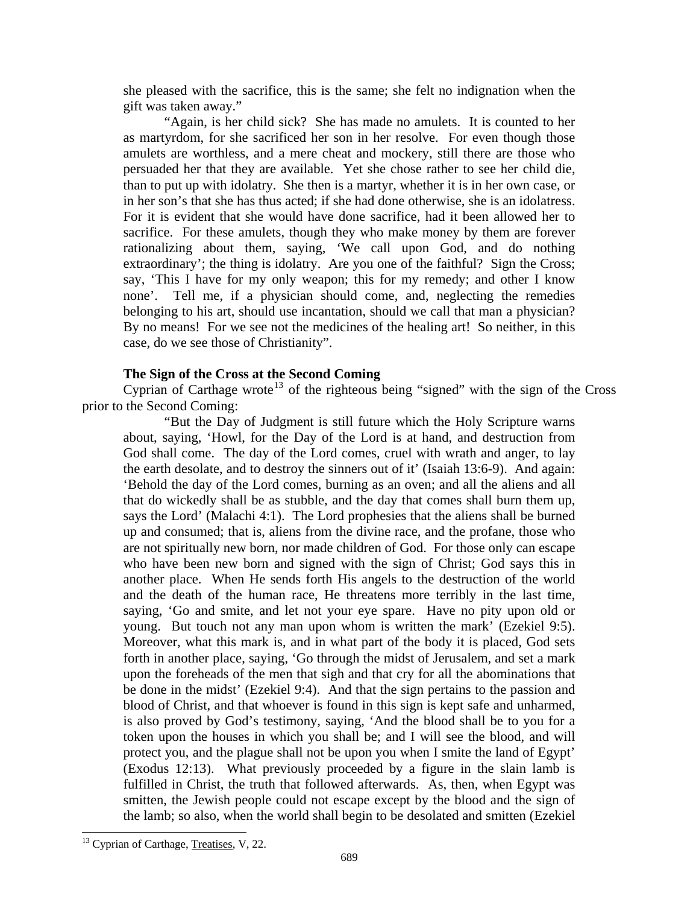she pleased with the sacrifice, this is the same; she felt no indignation when the gift was taken away."

"Again, is her child sick? She has made no amulets. It is counted to her as martyrdom, for she sacrificed her son in her resolve. For even though those amulets are worthless, and a mere cheat and mockery, still there are those who persuaded her that they are available. Yet she chose rather to see her child die, than to put up with idolatry. She then is a martyr, whether it is in her own case, or in her son's that she has thus acted; if she had done otherwise, she is an idolatress. For it is evident that she would have done sacrifice, had it been allowed her to sacrifice. For these amulets, though they who make money by them are forever rationalizing about them, saying, 'We call upon God, and do nothing extraordinary'; the thing is idolatry. Are you one of the faithful? Sign the Cross; say, 'This I have for my only weapon; this for my remedy; and other I know none'. Tell me, if a physician should come, and, neglecting the remedies belonging to his art, should use incantation, should we call that man a physician? By no means! For we see not the medicines of the healing art! So neither, in this case, do we see those of Christianity".

**The Sign of the Cross at the Second Coming**

Cyprian of Carthage wrote[13] of the righteous being "signed" with the sign of the Cross prior to the Second Coming:

"But the Day of Judgment is still future which the Holy Scripture warns about, saying, 'Howl, for the Day of the Lord is at hand, and destruction from God shall come. The day of the Lord comes, cruel with wrath and anger, to lay the earth desolate, and to destroy the sinners out of it' (Isaiah 13:6-9). And again: 'Behold the day of the Lord comes, burning as an oven; and all the aliens and all that do wickedly shall be as stubble, and the day that comes shall burn them up, says the Lord' (Malachi 4:1). The Lord prophesies that the aliens shall be burned up and consumed; that is, aliens from the divine race, and the profane, those who are not spiritually new born, nor made children of God. For those only can escape who have been new born and signed with the sign of Christ; God says this in another place. When He sends forth His angels to the destruction of the world and the death of the human race, He threatens more terribly in the last time, saying, 'Go and smite, and let not your eye spare. Have no pity upon old or young. But touch not any man upon whom is written the mark' (Ezekiel 9:5). Moreover, what this mark is, and in what part of the body it is placed, God sets forth in another place, saying, 'Go through the midst of Jerusalem, and set a mark upon the foreheads of the men that sigh and that cry for all the abominations that be done in the midst' (Ezekiel 9:4). And that the sign pertains to the passion and blood of Christ, and that whoever is found in this sign is kept safe and unharmed, is also proved by God's testimony, saying, 'And the blood shall be to you for a token upon the houses in which you shall be; and I will see the blood, and will protect you, and the plague shall not be upon you when I smite the land of Egypt' (Exodus 12:13). What previously proceeded by a figure in the slain lamb is fulfilled in Christ, the truth that followed afterwards. As, then, when Egypt was smitten, the Jewish people could not escape except by the blood and the sign of the lamb; so also, when the world shall begin to be desolated and smitten (Ezekiel

[13] Cyprian of Carthage, Treatises, V, 22.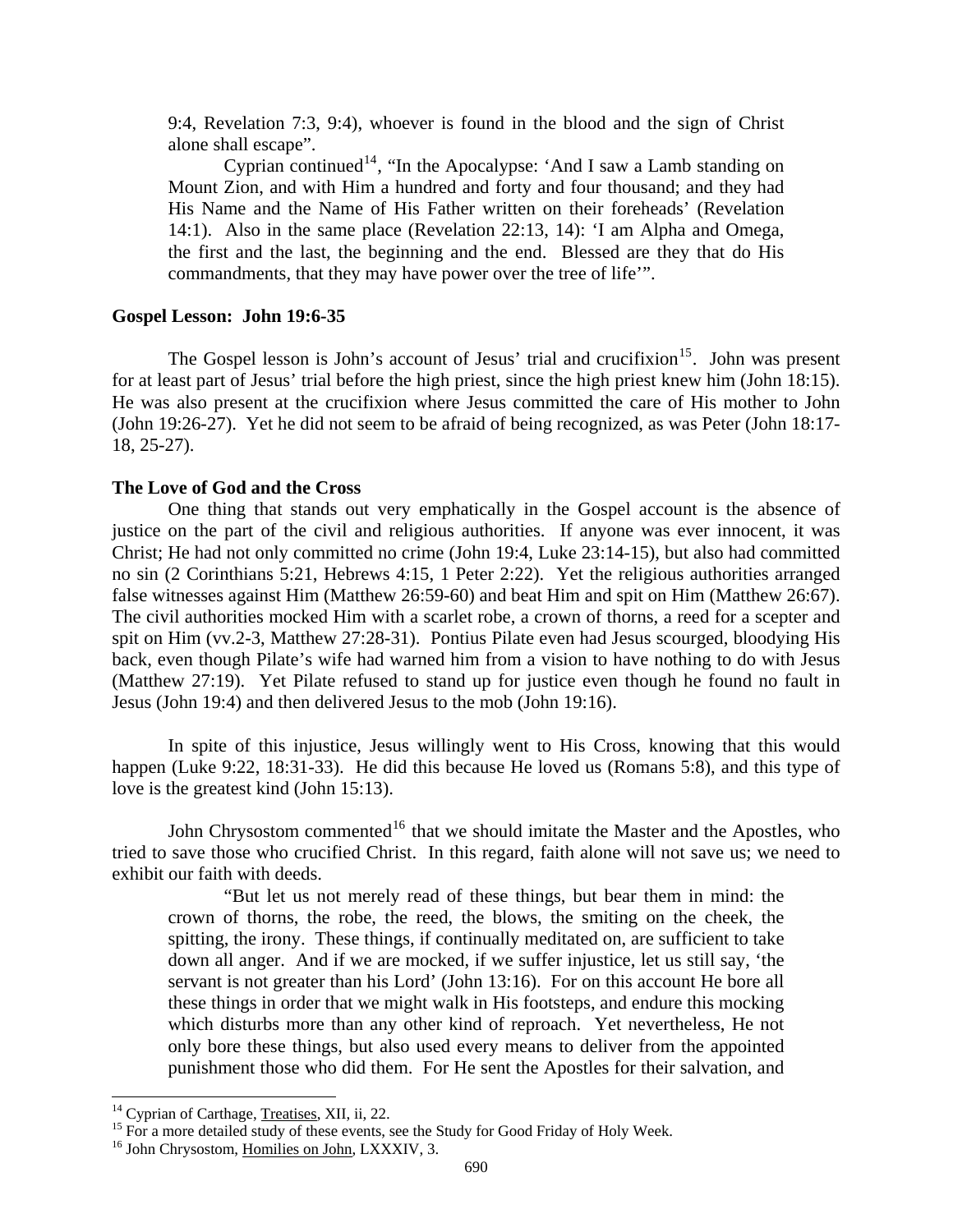9:4, Revelation 7:3, 9:4), whoever is found in the blood and the sign of Christ alone shall escape".

Cyprian continued[14], "In the Apocalypse: 'And I saw a Lamb standing on Mount Zion, and with Him a hundred and forty and four thousand; and they had His Name and the Name of His Father written on their foreheads' (Revelation 14:1). Also in the same place (Revelation 22:13, 14): 'I am Alpha and Omega, the first and the last, the beginning and the end. Blessed are they that do His commandments, that they may have power over the tree of life'".

**Gospel Lesson: John 19:6-35**

The Gospel lesson is John's account of Jesus' trial and crucifixion[15]. John was present for at least part of Jesus' trial before the high priest, since the high priest knew him (John 18:15). He was also present at the crucifixion where Jesus committed the care of His mother to John (John 19:26-27). Yet he did not seem to be afraid of being recognized, as was Peter (John 18:17-18, 25-27).

**The Love of God and the Cross**

One thing that stands out very emphatically in the Gospel account is the absence of justice on the part of the civil and religious authorities. If anyone was ever innocent, it was Christ; He had not only committed no crime (John 19:4, Luke 23:14-15), but also had committed no sin (2 Corinthians 5:21, Hebrews 4:15, 1 Peter 2:22). Yet the religious authorities arranged false witnesses against Him (Matthew 26:59-60) and beat Him and spit on Him (Matthew 26:67). The civil authorities mocked Him with a scarlet robe, a crown of thorns, a reed for a scepter and spit on Him (vv.2-3, Matthew 27:28-31). Pontius Pilate even had Jesus scourged, bloodying His back, even though Pilate's wife had warned him from a vision to have nothing to do with Jesus (Matthew 27:19). Yet Pilate refused to stand up for justice even though he found no fault in Jesus (John 19:4) and then delivered Jesus to the mob (John 19:16).

In spite of this injustice, Jesus willingly went to His Cross, knowing that this would happen (Luke 9:22, 18:31-33). He did this because He loved us (Romans 5:8), and this type of love is the greatest kind (John 15:13).

John Chrysostom commented[16] that we should imitate the Master and the Apostles, who tried to save those who crucified Christ. In this regard, faith alone will not save us; we need to exhibit our faith with deeds.

> "But let us not merely read of these things, but bear them in mind: the crown of thorns, the robe, the reed, the blows, the smiting on the cheek, the spitting, the irony. These things, if continually meditated on, are sufficient to take down all anger. And if we are mocked, if we suffer injustice, let us still say, 'the servant is not greater than his Lord' (John 13:16). For on this account He bore all these things in order that we might walk in His footsteps, and endure this mocking which disturbs more than any other kind of reproach. Yet nevertheless, He not only bore these things, but also used every means to deliver from the appointed punishment those who did them. For He sent the Apostles for their salvation, and

---

[14] Cyprian of Carthage, Treatises, XII, ii, 22.

[15] For a more detailed study of these events, see the Study for Good Friday of Holy Week.

[16] John Chrysostom, Homilies on John, LXXXIV, 3.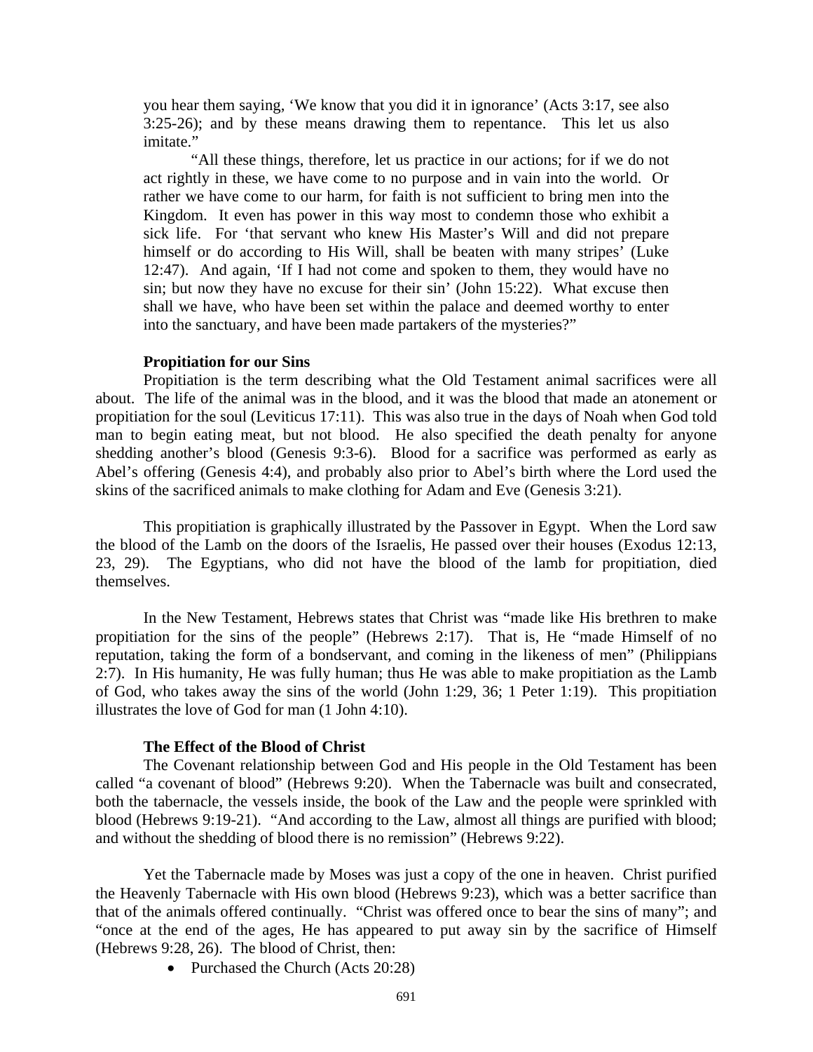> you hear them saying, 'We know that you did it in ignorance' (Acts 3:17, see also 3:25-26); and by these means drawing them to repentance. This let us also imitate."
>
> "All these things, therefore, let us practice in our actions; for if we do not act rightly in these, we have come to no purpose and in vain into the world. Or rather we have come to our harm, for faith is not sufficient to bring men into the Kingdom. It even has power in this way most to condemn those who exhibit a sick life. For 'that servant who knew His Master's Will and did not prepare himself or do according to His Will, shall be beaten with many stripes' (Luke 12:47). And again, 'If I had not come and spoken to them, they would have no sin; but now they have no excuse for their sin' (John 15:22). What excuse then shall we have, who have been set within the palace and deemed worthy to enter into the sanctuary, and have been made partakers of the mysteries?"

**Propitiation for our Sins**

Propitiation is the term describing what the Old Testament animal sacrifices were all about. The life of the animal was in the blood, and it was the blood that made an atonement or propitiation for the soul (Leviticus 17:11). This was also true in the days of Noah when God told man to begin eating meat, but not blood. He also specified the death penalty for anyone shedding another's blood (Genesis 9:3-6). Blood for a sacrifice was performed as early as Abel's offering (Genesis 4:4), and probably also prior to Abel's birth where the Lord used the skins of the sacrificed animals to make clothing for Adam and Eve (Genesis 3:21).

This propitiation is graphically illustrated by the Passover in Egypt. When the Lord saw the blood of the Lamb on the doors of the Israelis, He passed over their houses (Exodus 12:13, 23, 29). The Egyptians, who did not have the blood of the lamb for propitiation, died themselves.

In the New Testament, Hebrews states that Christ was "made like His brethren to make propitiation for the sins of the people" (Hebrews 2:17). That is, He "made Himself of no reputation, taking the form of a bondservant, and coming in the likeness of men" (Philippians 2:7). In His humanity, He was fully human; thus He was able to make propitiation as the Lamb of God, who takes away the sins of the world (John 1:29, 36; 1 Peter 1:19). This propitiation illustrates the love of God for man (1 John 4:10).

**The Effect of the Blood of Christ**

The Covenant relationship between God and His people in the Old Testament has been called "a covenant of blood" (Hebrews 9:20). When the Tabernacle was built and consecrated, both the tabernacle, the vessels inside, the book of the Law and the people were sprinkled with blood (Hebrews 9:19-21). "And according to the Law, almost all things are purified with blood; and without the shedding of blood there is no remission" (Hebrews 9:22).

Yet the Tabernacle made by Moses was just a copy of the one in heaven. Christ purified the Heavenly Tabernacle with His own blood (Hebrews 9:23), which was a better sacrifice than that of the animals offered continually. "Christ was offered once to bear the sins of many"; and "once at the end of the ages, He has appeared to put away sin by the sacrifice of Himself (Hebrews 9:28, 26). The blood of Christ, then:

- Purchased the Church (Acts 20:28)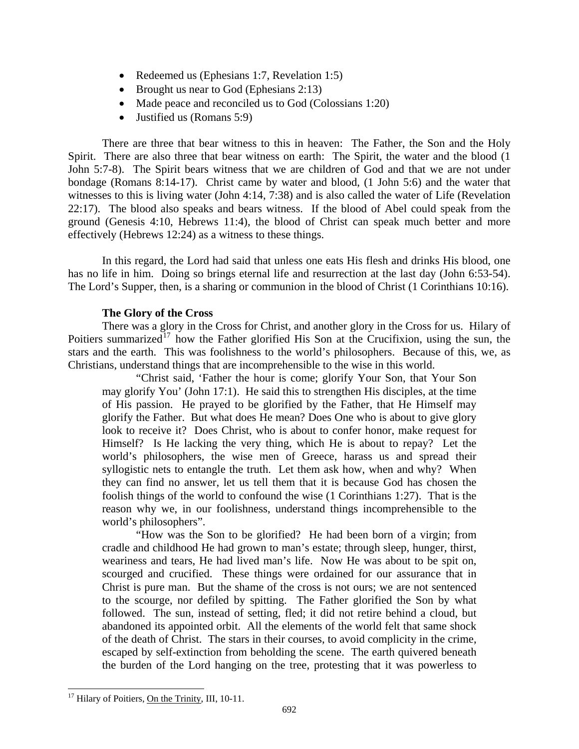- Redeemed us (Ephesians 1:7, Revelation 1:5)
- Brought us near to God (Ephesians 2:13)
- Made peace and reconciled us to God (Colossians 1:20)
- Justified us (Romans 5:9)

There are three that bear witness to this in heaven: The Father, the Son and the Holy Spirit. There are also three that bear witness on earth: The Spirit, the water and the blood (1 John 5:7-8). The Spirit bears witness that we are children of God and that we are not under bondage (Romans 8:14-17). Christ came by water and blood, (1 John 5:6) and the water that witnesses to this is living water (John 4:14, 7:38) and is also called the water of Life (Revelation 22:17). The blood also speaks and bears witness. If the blood of Abel could speak from the ground (Genesis 4:10, Hebrews 11:4), the blood of Christ can speak much better and more effectively (Hebrews 12:24) as a witness to these things.

In this regard, the Lord had said that unless one eats His flesh and drinks His blood, one has no life in him. Doing so brings eternal life and resurrection at the last day (John 6:53-54). The Lord's Supper, then, is a sharing or communion in the blood of Christ (1 Corinthians 10:16).

**The Glory of the Cross**

There was a glory in the Cross for Christ, and another glory in the Cross for us. Hilary of Poitiers summarized[17] how the Father glorified His Son at the Crucifixion, using the sun, the stars and the earth. This was foolishness to the world's philosophers. Because of this, we, as Christians, understand things that are incomprehensible to the wise in this world.

> "Christ said, 'Father the hour is come; glorify Your Son, that Your Son may glorify You' (John 17:1). He said this to strengthen His disciples, at the time of His passion. He prayed to be glorified by the Father, that He Himself may glorify the Father. But what does He mean? Does One who is about to give glory look to receive it? Does Christ, who is about to confer honor, make request for Himself? Is He lacking the very thing, which He is about to repay? Let the world's philosophers, the wise men of Greece, harass us and spread their syllogistic nets to entangle the truth. Let them ask how, when and why? When they can find no answer, let us tell them that it is because God has chosen the foolish things of the world to confound the wise (1 Corinthians 1:27). That is the reason why we, in our foolishness, understand things incomprehensible to the world's philosophers".
>
> "How was the Son to be glorified? He had been born of a virgin; from cradle and childhood He had grown to man's estate; through sleep, hunger, thirst, weariness and tears, He had lived man's life. Now He was about to be spit on, scourged and crucified. These things were ordained for our assurance that in Christ is pure man. But the shame of the cross is not ours; we are not sentenced to the scourge, nor defiled by spitting. The Father glorified the Son by what followed. The sun, instead of setting, fled; it did not retire behind a cloud, but abandoned its appointed orbit. All the elements of the world felt that same shock of the death of Christ. The stars in their courses, to avoid complicity in the crime, escaped by self-extinction from beholding the scene. The earth quivered beneath the burden of the Lord hanging on the tree, protesting that it was powerless to

[17] Hilary of Poitiers, On the Trinity, III, 10-11.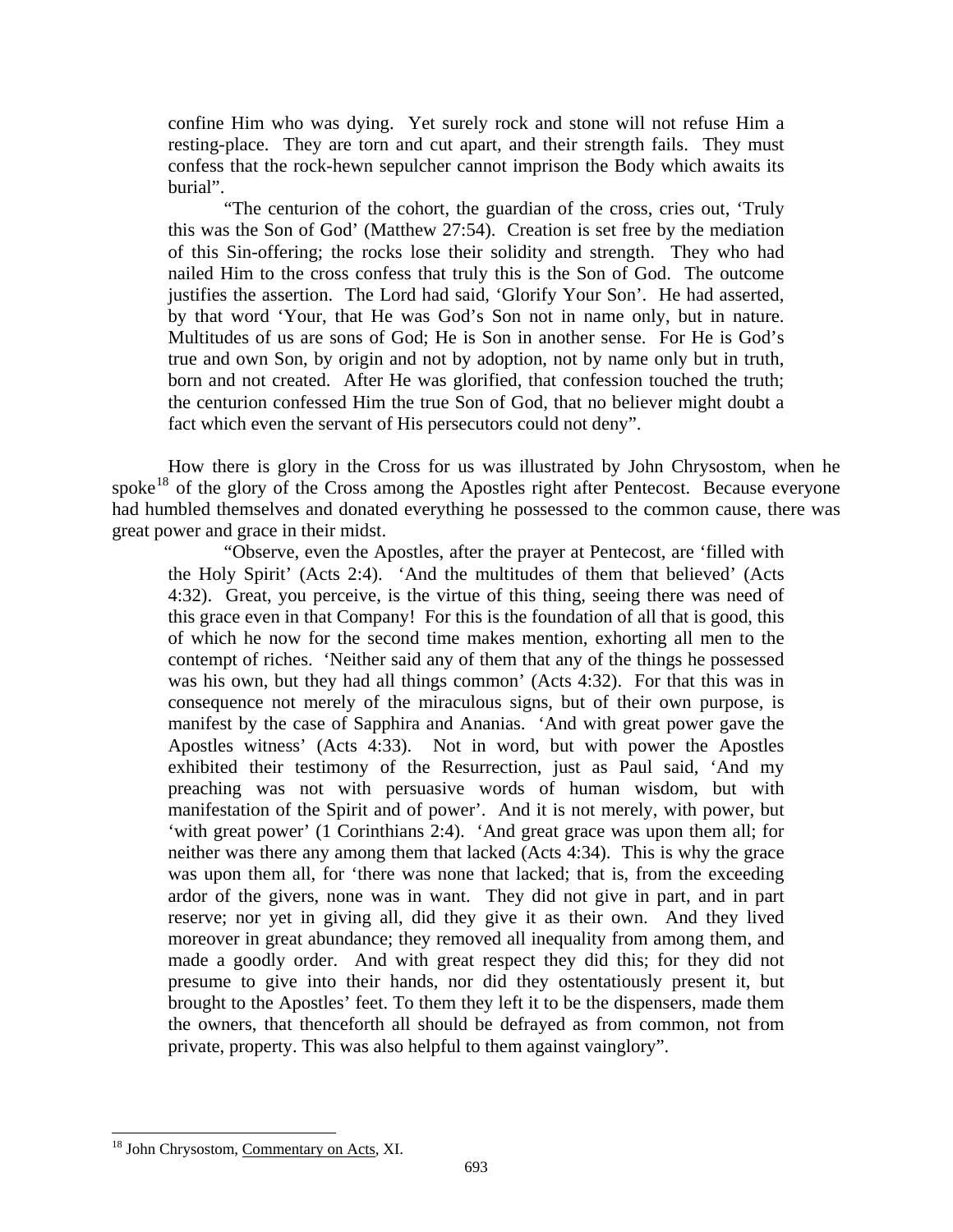> confine Him who was dying. Yet surely rock and stone will not refuse Him a resting-place. They are torn and cut apart, and their strength fails. They must confess that the rock-hewn sepulcher cannot imprison the Body which awaits its burial".
>
> "The centurion of the cohort, the guardian of the cross, cries out, 'Truly this was the Son of God' (Matthew 27:54). Creation is set free by the mediation of this Sin-offering; the rocks lose their solidity and strength. They who had nailed Him to the cross confess that truly this is the Son of God. The outcome justifies the assertion. The Lord had said, 'Glorify Your Son'. He had asserted, by that word 'Your, that He was God's Son not in name only, but in nature. Multitudes of us are sons of God; He is Son in another sense. For He is God's true and own Son, by origin and not by adoption, not by name only but in truth, born and not created. After He was glorified, that confession touched the truth; the centurion confessed Him the true Son of God, that no believer might doubt a fact which even the servant of His persecutors could not deny".

How there is glory in the Cross for us was illustrated by John Chrysostom, when he spoke[18] of the glory of the Cross among the Apostles right after Pentecost. Because everyone had humbled themselves and donated everything he possessed to the common cause, there was great power and grace in their midst.

> "Observe, even the Apostles, after the prayer at Pentecost, are 'filled with the Holy Spirit' (Acts 2:4). 'And the multitudes of them that believed' (Acts 4:32). Great, you perceive, is the virtue of this thing, seeing there was need of this grace even in that Company! For this is the foundation of all that is good, this of which he now for the second time makes mention, exhorting all men to the contempt of riches. 'Neither said any of them that any of the things he possessed was his own, but they had all things common' (Acts 4:32). For that this was in consequence not merely of the miraculous signs, but of their own purpose, is manifest by the case of Sapphira and Ananias. 'And with great power gave the Apostles witness' (Acts 4:33). Not in word, but with power the Apostles exhibited their testimony of the Resurrection, just as Paul said, 'And my preaching was not with persuasive words of human wisdom, but with manifestation of the Spirit and of power'. And it is not merely, with power, but 'with great power' (1 Corinthians 2:4). 'And great grace was upon them all; for neither was there any among them that lacked (Acts 4:34). This is why the grace was upon them all, for 'there was none that lacked; that is, from the exceeding ardor of the givers, none was in want. They did not give in part, and in part reserve; nor yet in giving all, did they give it as their own. And they lived moreover in great abundance; they removed all inequality from among them, and made a goodly order. And with great respect they did this; for they did not presume to give into their hands, nor did they ostentatiously present it, but brought to the Apostles' feet. To them they left it to be the dispensers, made them the owners, that thenceforth all should be defrayed as from common, not from private, property. This was also helpful to them against vainglory".

---

[18] John Chrysostom, Commentary on Acts, XI.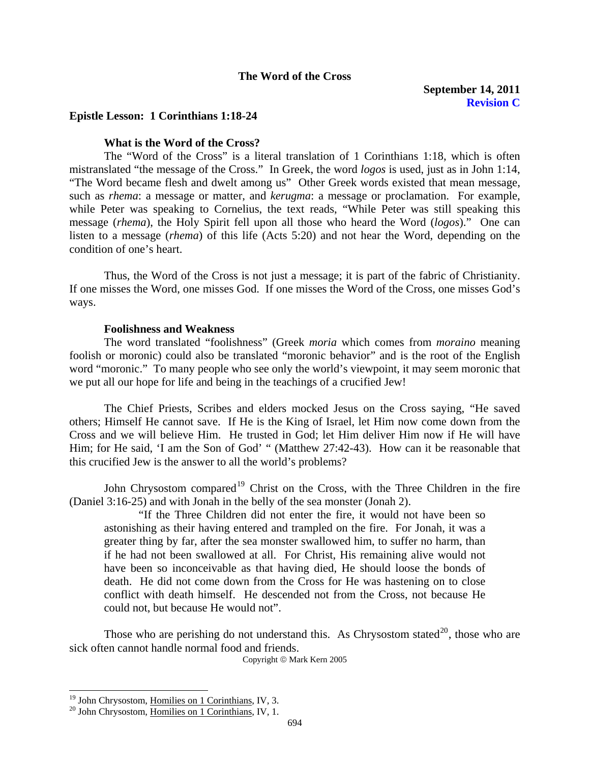# The Word of the Cross

**September 14, 2011**
**Revision C**

## Epistle Lesson: 1 Corinthians 1:18-24

### What is the Word of the Cross?

The "Word of the Cross" is a literal translation of 1 Corinthians 1:18, which is often mistranslated "the message of the Cross." In Greek, the word *logos* is used, just as in John 1:14, "The Word became flesh and dwelt among us" Other Greek words existed that mean message, such as *rhema*: a message or matter, and *kerugma*: a message or proclamation. For example, while Peter was speaking to Cornelius, the text reads, "While Peter was still speaking this message (*rhema*), the Holy Spirit fell upon all those who heard the Word (*logos*)." One can listen to a message (*rhema*) of this life (Acts 5:20) and not hear the Word, depending on the condition of one's heart.

Thus, the Word of the Cross is not just a message; it is part of the fabric of Christianity. If one misses the Word, one misses God. If one misses the Word of the Cross, one misses God's ways.

### Foolishness and Weakness

The word translated "foolishness" (Greek *moria* which comes from *moraino* meaning foolish or moronic) could also be translated "moronic behavior" and is the root of the English word "moronic." To many people who see only the world's viewpoint, it may seem moronic that we put all our hope for life and being in the teachings of a crucified Jew!

The Chief Priests, Scribes and elders mocked Jesus on the Cross saying, "He saved others; Himself He cannot save. If He is the King of Israel, let Him now come down from the Cross and we will believe Him. He trusted in God; let Him deliver Him now if He will have Him; for He said, 'I am the Son of God' " (Matthew 27:42-43). How can it be reasonable that this crucified Jew is the answer to all the world's problems?

John Chrysostom compared[19] Christ on the Cross, with the Three Children in the fire (Daniel 3:16-25) and with Jonah in the belly of the sea monster (Jonah 2).

> "If the Three Children did not enter the fire, it would not have been so astonishing as their having entered and trampled on the fire. For Jonah, it was a greater thing by far, after the sea monster swallowed him, to suffer no harm, than if he had not been swallowed at all. For Christ, His remaining alive would not have been so inconceivable as that having died, He should loose the bonds of death. He did not come down from the Cross for He was hastening on to close conflict with death himself. He descended not from the Cross, not because He could not, but because He would not".

Those who are perishing do not understand this. As Chrysostom stated[20], those who are sick often cannot handle normal food and friends.

Copyright © Mark Kern 2005

---

[19] John Chrysostom, Homilies on 1 Corinthians, IV, 3.

[20] John Chrysostom, Homilies on 1 Corinthians, IV, 1.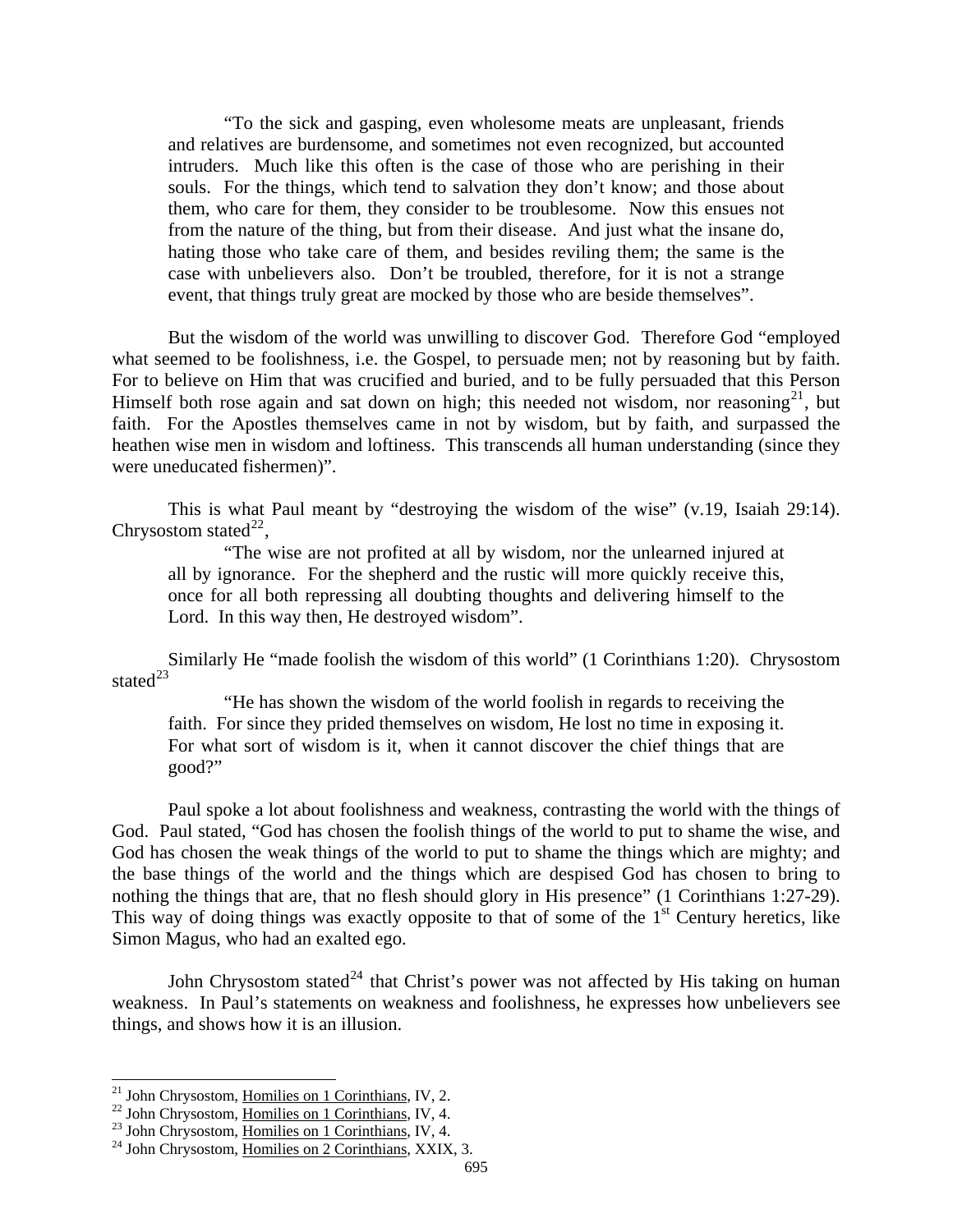> "To the sick and gasping, even wholesome meats are unpleasant, friends and relatives are burdensome, and sometimes not even recognized, but accounted intruders. Much like this often is the case of those who are perishing in their souls. For the things, which tend to salvation they don't know; and those about them, who care for them, they consider to be troublesome. Now this ensues not from the nature of the thing, but from their disease. And just what the insane do, hating those who take care of them, and besides reviling them; the same is the case with unbelievers also. Don't be troubled, therefore, for it is not a strange event, that things truly great are mocked by those who are beside themselves".

But the wisdom of the world was unwilling to discover God. Therefore God "employed what seemed to be foolishness, i.e. the Gospel, to persuade men; not by reasoning but by faith. For to believe on Him that was crucified and buried, and to be fully persuaded that this Person Himself both rose again and sat down on high; this needed not wisdom, nor reasoning[21], but faith. For the Apostles themselves came in not by wisdom, but by faith, and surpassed the heathen wise men in wisdom and loftiness. This transcends all human understanding (since they were uneducated fishermen)".

This is what Paul meant by "destroying the wisdom of the wise" (v.19, Isaiah 29:14). Chrysostom stated[22],

> "The wise are not profited at all by wisdom, nor the unlearned injured at all by ignorance. For the shepherd and the rustic will more quickly receive this, once for all both repressing all doubting thoughts and delivering himself to the Lord. In this way then, He destroyed wisdom".

Similarly He "made foolish the wisdom of this world" (1 Corinthians 1:20). Chrysostom stated[23]

> "He has shown the wisdom of the world foolish in regards to receiving the faith. For since they prided themselves on wisdom, He lost no time in exposing it. For what sort of wisdom is it, when it cannot discover the chief things that are good?"

Paul spoke a lot about foolishness and weakness, contrasting the world with the things of God. Paul stated, "God has chosen the foolish things of the world to put to shame the wise, and God has chosen the weak things of the world to put to shame the things which are mighty; and the base things of the world and the things which are despised God has chosen to bring to nothing the things that are, that no flesh should glory in His presence" (1 Corinthians 1:27-29). This way of doing things was exactly opposite to that of some of the 1st Century heretics, like Simon Magus, who had an exalted ego.

John Chrysostom stated[24] that Christ's power was not affected by His taking on human weakness. In Paul's statements on weakness and foolishness, he expresses how unbelievers see things, and shows how it is an illusion.

---

[21] John Chrysostom, Homilies on 1 Corinthians, IV, 2.
[22] John Chrysostom, Homilies on 1 Corinthians, IV, 4.
[23] John Chrysostom, Homilies on 1 Corinthians, IV, 4.
[24] John Chrysostom, Homilies on 2 Corinthians, XXIX, 3.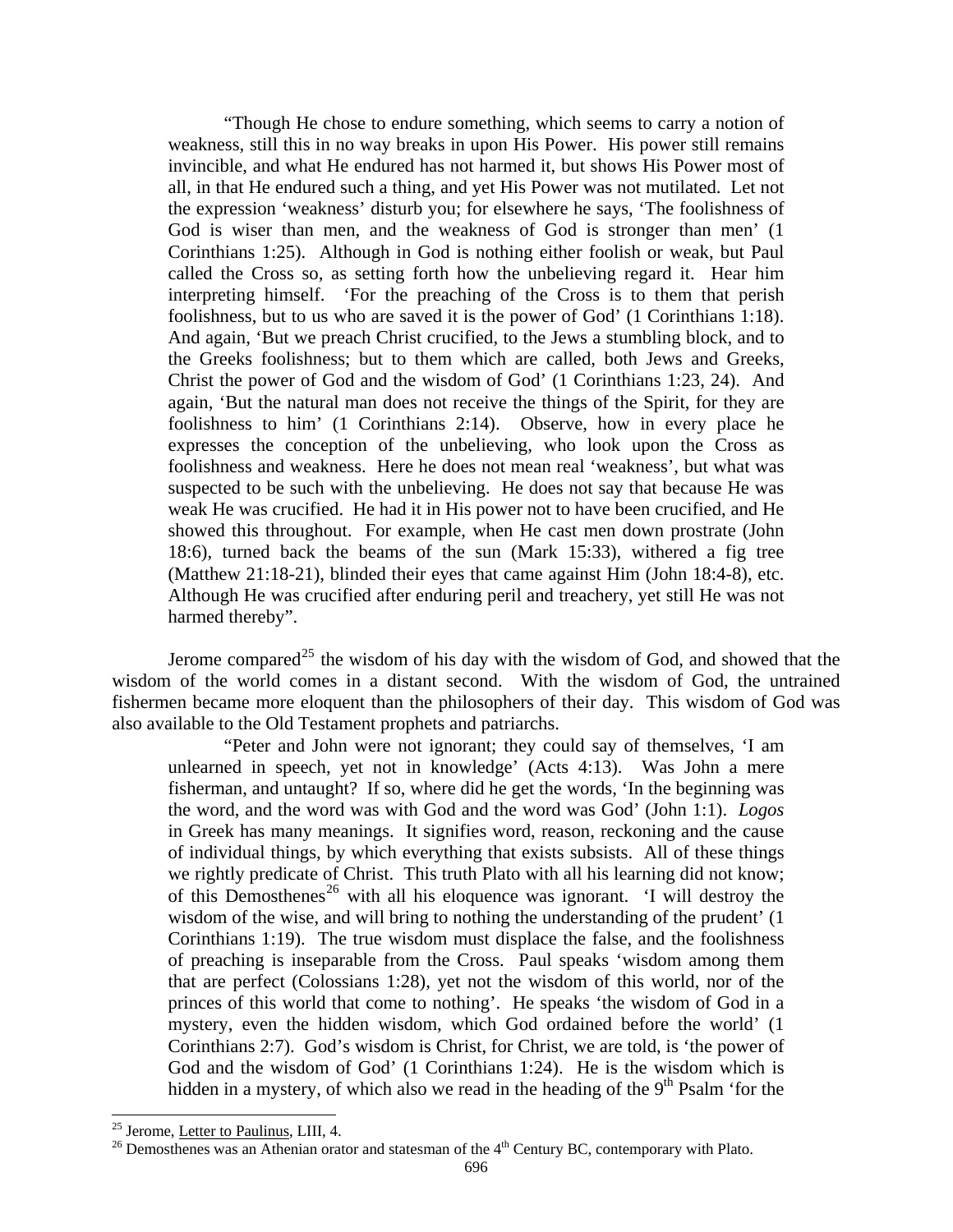"Though He chose to endure something, which seems to carry a notion of weakness, still this in no way breaks in upon His Power. His power still remains invincible, and what He endured has not harmed it, but shows His Power most of all, in that He endured such a thing, and yet His Power was not mutilated. Let not the expression 'weakness' disturb you; for elsewhere he says, 'The foolishness of God is wiser than men, and the weakness of God is stronger than men' (1 Corinthians 1:25). Although in God is nothing either foolish or weak, but Paul called the Cross so, as setting forth how the unbelieving regard it. Hear him interpreting himself. 'For the preaching of the Cross is to them that perish foolishness, but to us who are saved it is the power of God' (1 Corinthians 1:18). And again, 'But we preach Christ crucified, to the Jews a stumbling block, and to the Greeks foolishness; but to them which are called, both Jews and Greeks, Christ the power of God and the wisdom of God' (1 Corinthians 1:23, 24). And again, 'But the natural man does not receive the things of the Spirit, for they are foolishness to him' (1 Corinthians 2:14). Observe, how in every place he expresses the conception of the unbelieving, who look upon the Cross as foolishness and weakness. Here he does not mean real 'weakness', but what was suspected to be such with the unbelieving. He does not say that because He was weak He was crucified. He had it in His power not to have been crucified, and He showed this throughout. For example, when He cast men down prostrate (John 18:6), turned back the beams of the sun (Mark 15:33), withered a fig tree (Matthew 21:18-21), blinded their eyes that came against Him (John 18:4-8), etc. Although He was crucified after enduring peril and treachery, yet still He was not harmed thereby".

Jerome compared[25] the wisdom of his day with the wisdom of God, and showed that the wisdom of the world comes in a distant second. With the wisdom of God, the untrained fishermen became more eloquent than the philosophers of their day. This wisdom of God was also available to the Old Testament prophets and patriarchs.

"Peter and John were not ignorant; they could say of themselves, 'I am unlearned in speech, yet not in knowledge' (Acts 4:13). Was John a mere fisherman, and untaught? If so, where did he get the words, 'In the beginning was the word, and the word was with God and the word was God' (John 1:1). *Logos* in Greek has many meanings. It signifies word, reason, reckoning and the cause of individual things, by which everything that exists subsists. All of these things we rightly predicate of Christ. This truth Plato with all his learning did not know; of this Demosthenes[26] with all his eloquence was ignorant. 'I will destroy the wisdom of the wise, and will bring to nothing the understanding of the prudent' (1 Corinthians 1:19). The true wisdom must displace the false, and the foolishness of preaching is inseparable from the Cross. Paul speaks 'wisdom among them that are perfect (Colossians 1:28), yet not the wisdom of this world, nor of the princes of this world that come to nothing'. He speaks 'the wisdom of God in a mystery, even the hidden wisdom, which God ordained before the world' (1 Corinthians 2:7). God's wisdom is Christ, for Christ, we are told, is 'the power of God and the wisdom of God' (1 Corinthians 1:24). He is the wisdom which is hidden in a mystery, of which also we read in the heading of the 9th Psalm 'for the

---

[25] Jerome, Letter to Paulinus, LIII, 4.

[26] Demosthenes was an Athenian orator and statesman of the 4th Century BC, contemporary with Plato.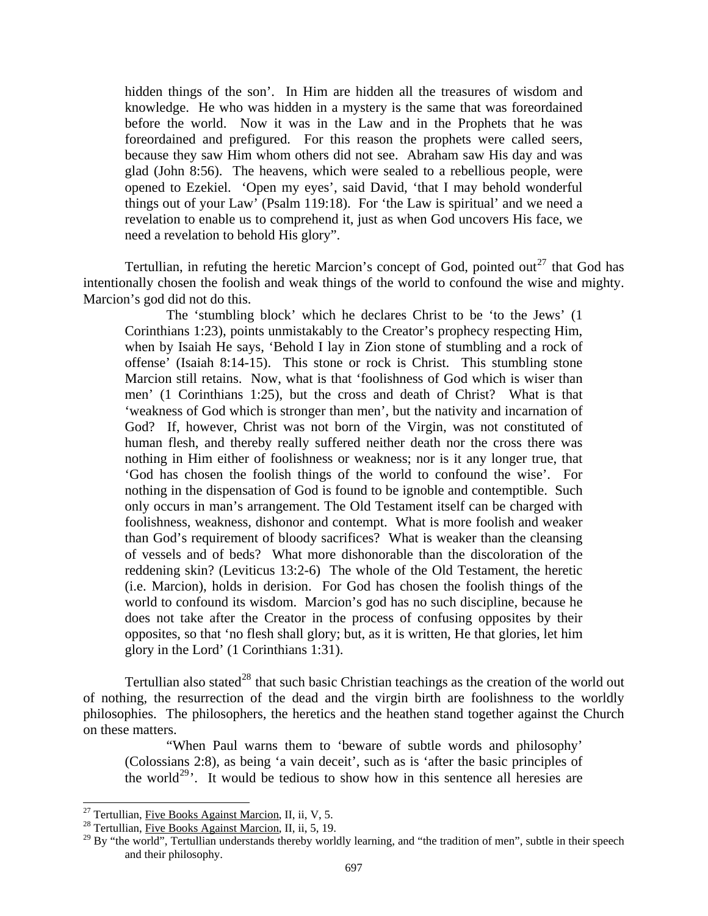hidden things of the son'. In Him are hidden all the treasures of wisdom and knowledge. He who was hidden in a mystery is the same that was foreordained before the world. Now it was in the Law and in the Prophets that he was foreordained and prefigured. For this reason the prophets were called seers, because they saw Him whom others did not see. Abraham saw His day and was glad (John 8:56). The heavens, which were sealed to a rebellious people, were opened to Ezekiel. 'Open my eyes', said David, 'that I may behold wonderful things out of your Law' (Psalm 119:18). For 'the Law is spiritual' and we need a revelation to enable us to comprehend it, just as when God uncovers His face, we need a revelation to behold His glory".

Tertullian, in refuting the heretic Marcion's concept of God, pointed out[27] that God has intentionally chosen the foolish and weak things of the world to confound the wise and mighty. Marcion's god did not do this.

> The 'stumbling block' which he declares Christ to be 'to the Jews' (1 Corinthians 1:23), points unmistakably to the Creator's prophecy respecting Him, when by Isaiah He says, 'Behold I lay in Zion stone of stumbling and a rock of offense' (Isaiah 8:14-15). This stone or rock is Christ. This stumbling stone Marcion still retains. Now, what is that 'foolishness of God which is wiser than men' (1 Corinthians 1:25), but the cross and death of Christ? What is that 'weakness of God which is stronger than men', but the nativity and incarnation of God? If, however, Christ was not born of the Virgin, was not constituted of human flesh, and thereby really suffered neither death nor the cross there was nothing in Him either of foolishness or weakness; nor is it any longer true, that 'God has chosen the foolish things of the world to confound the wise'. For nothing in the dispensation of God is found to be ignoble and contemptible. Such only occurs in man's arrangement. The Old Testament itself can be charged with foolishness, weakness, dishonor and contempt. What is more foolish and weaker than God's requirement of bloody sacrifices? What is weaker than the cleansing of vessels and of beds? What more dishonorable than the discoloration of the reddening skin? (Leviticus 13:2-6) The whole of the Old Testament, the heretic (i.e. Marcion), holds in derision. For God has chosen the foolish things of the world to confound its wisdom. Marcion's god has no such discipline, because he does not take after the Creator in the process of confusing opposites by their opposites, so that 'no flesh shall glory; but, as it is written, He that glories, let him glory in the Lord' (1 Corinthians 1:31).

Tertullian also stated[28] that such basic Christian teachings as the creation of the world out of nothing, the resurrection of the dead and the virgin birth are foolishness to the worldly philosophies. The philosophers, the heretics and the heathen stand together against the Church on these matters.

> "When Paul warns them to 'beware of subtle words and philosophy' (Colossians 2:8), as being 'a vain deceit', such as is 'after the basic principles of the world[29]'. It would be tedious to show how in this sentence all heresies are

---

[27] Tertullian, Five Books Against Marcion, II, ii, V, 5.

[28] Tertullian, Five Books Against Marcion, II, ii, 5, 19.

[29] By "the world", Tertullian understands thereby worldly learning, and "the tradition of men", subtle in their speech and their philosophy.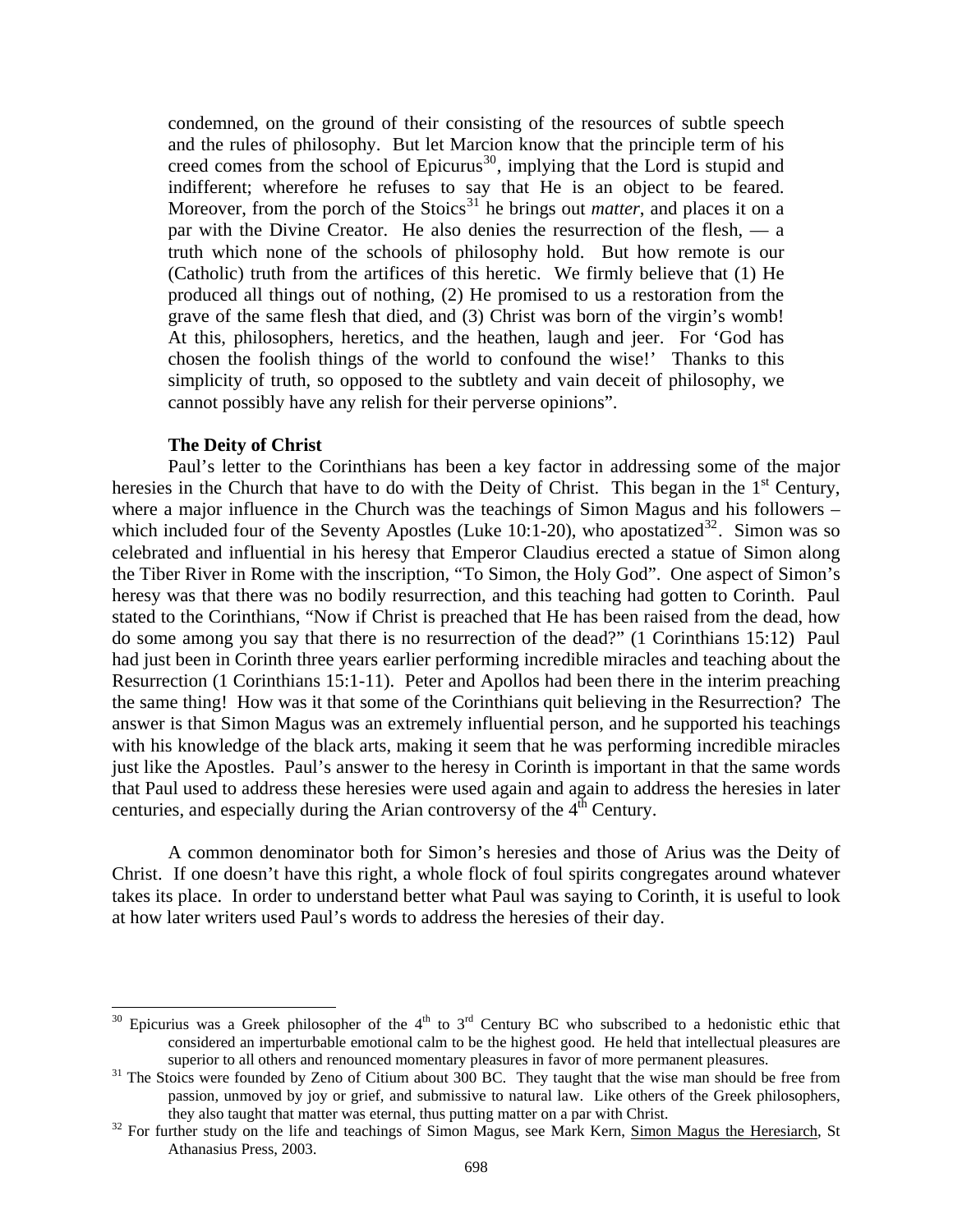condemned, on the ground of their consisting of the resources of subtle speech and the rules of philosophy. But let Marcion know that the principle term of his creed comes from the school of Epicurus[30], implying that the Lord is stupid and indifferent; wherefore he refuses to say that He is an object to be feared. Moreover, from the porch of the Stoics[31] he brings out *matter*, and places it on a par with the Divine Creator. He also denies the resurrection of the flesh, — a truth which none of the schools of philosophy hold. But how remote is our (Catholic) truth from the artifices of this heretic. We firmly believe that (1) He produced all things out of nothing, (2) He promised to us a restoration from the grave of the same flesh that died, and (3) Christ was born of the virgin's womb! At this, philosophers, heretics, and the heathen, laugh and jeer. For 'God has chosen the foolish things of the world to confound the wise!' Thanks to this simplicity of truth, so opposed to the subtlety and vain deceit of philosophy, we cannot possibly have any relish for their perverse opinions".

**The Deity of Christ**

Paul's letter to the Corinthians has been a key factor in addressing some of the major heresies in the Church that have to do with the Deity of Christ. This began in the 1st Century, where a major influence in the Church was the teachings of Simon Magus and his followers – which included four of the Seventy Apostles (Luke 10:1-20), who apostatized[32]. Simon was so celebrated and influential in his heresy that Emperor Claudius erected a statue of Simon along the Tiber River in Rome with the inscription, "To Simon, the Holy God". One aspect of Simon's heresy was that there was no bodily resurrection, and this teaching had gotten to Corinth. Paul stated to the Corinthians, "Now if Christ is preached that He has been raised from the dead, how do some among you say that there is no resurrection of the dead?" (1 Corinthians 15:12) Paul had just been in Corinth three years earlier performing incredible miracles and teaching about the Resurrection (1 Corinthians 15:1-11). Peter and Apollos had been there in the interim preaching the same thing! How was it that some of the Corinthians quit believing in the Resurrection? The answer is that Simon Magus was an extremely influential person, and he supported his teachings with his knowledge of the black arts, making it seem that he was performing incredible miracles just like the Apostles. Paul's answer to the heresy in Corinth is important in that the same words that Paul used to address these heresies were used again and again to address the heresies in later centuries, and especially during the Arian controversy of the 4th Century.

A common denominator both for Simon's heresies and those of Arius was the Deity of Christ. If one doesn't have this right, a whole flock of foul spirits congregates around whatever takes its place. In order to understand better what Paul was saying to Corinth, it is useful to look at how later writers used Paul's words to address the heresies of their day.

---

[30] Epicurius was a Greek philosopher of the 4th to 3rd Century BC who subscribed to a hedonistic ethic that considered an imperturbable emotional calm to be the highest good. He held that intellectual pleasures are superior to all others and renounced momentary pleasures in favor of more permanent pleasures.

[31] The Stoics were founded by Zeno of Citium about 300 BC. They taught that the wise man should be free from passion, unmoved by joy or grief, and submissive to natural law. Like others of the Greek philosophers, they also taught that matter was eternal, thus putting matter on a par with Christ.

[32] For further study on the life and teachings of Simon Magus, see Mark Kern, Simon Magus the Heresiarch, St Athanasius Press, 2003.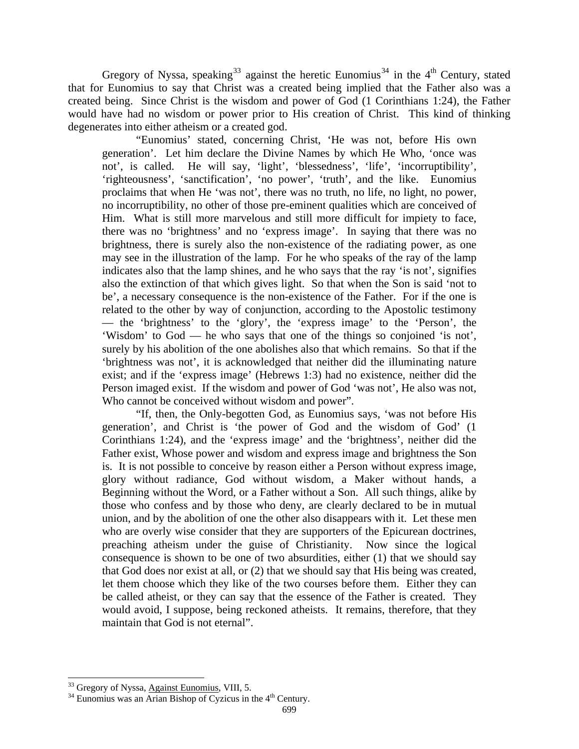Gregory of Nyssa, speaking[33] against the heretic Eunomius[34] in the 4th Century, stated that for Eunomius to say that Christ was a created being implied that the Father also was a created being. Since Christ is the wisdom and power of God (1 Corinthians 1:24), the Father would have had no wisdom or power prior to His creation of Christ. This kind of thinking degenerates into either atheism or a created god.

> "Eunomius' stated, concerning Christ, 'He was not, before His own generation'. Let him declare the Divine Names by which He Who, 'once was not', is called. He will say, 'light', 'blessedness', 'life', 'incorruptibility', 'righteousness', 'sanctification', 'no power', 'truth', and the like. Eunomius proclaims that when He 'was not', there was no truth, no life, no light, no power, no incorruptibility, no other of those pre-eminent qualities which are conceived of Him. What is still more marvelous and still more difficult for impiety to face, there was no 'brightness' and no 'express image'. In saying that there was no brightness, there is surely also the non-existence of the radiating power, as one may see in the illustration of the lamp. For he who speaks of the ray of the lamp indicates also that the lamp shines, and he who says that the ray 'is not', signifies also the extinction of that which gives light. So that when the Son is said 'not to be', a necessary consequence is the non-existence of the Father. For if the one is related to the other by way of conjunction, according to the Apostolic testimony — the 'brightness' to the 'glory', the 'express image' to the 'Person', the 'Wisdom' to God — he who says that one of the things so conjoined 'is not', surely by his abolition of the one abolishes also that which remains. So that if the 'brightness was not', it is acknowledged that neither did the illuminating nature exist; and if the 'express image' (Hebrews 1:3) had no existence, neither did the Person imaged exist. If the wisdom and power of God 'was not', He also was not, Who cannot be conceived without wisdom and power".
>
> "If, then, the Only-begotten God, as Eunomius says, 'was not before His generation', and Christ is 'the power of God and the wisdom of God' (1 Corinthians 1:24), and the 'express image' and the 'brightness', neither did the Father exist, Whose power and wisdom and express image and brightness the Son is. It is not possible to conceive by reason either a Person without express image, glory without radiance, God without wisdom, a Maker without hands, a Beginning without the Word, or a Father without a Son. All such things, alike by those who confess and by those who deny, are clearly declared to be in mutual union, and by the abolition of one the other also disappears with it. Let these men who are overly wise consider that they are supporters of the Epicurean doctrines, preaching atheism under the guise of Christianity. Now since the logical consequence is shown to be one of two absurdities, either (1) that we should say that God does nor exist at all, or (2) that we should say that His being was created, let them choose which they like of the two courses before them. Either they can be called atheist, or they can say that the essence of the Father is created. They would avoid, I suppose, being reckoned atheists. It remains, therefore, that they maintain that God is not eternal".

---

[33] Gregory of Nyssa, Against Eunomius, VIII, 5.

[34] Eunomius was an Arian Bishop of Cyzicus in the 4th Century.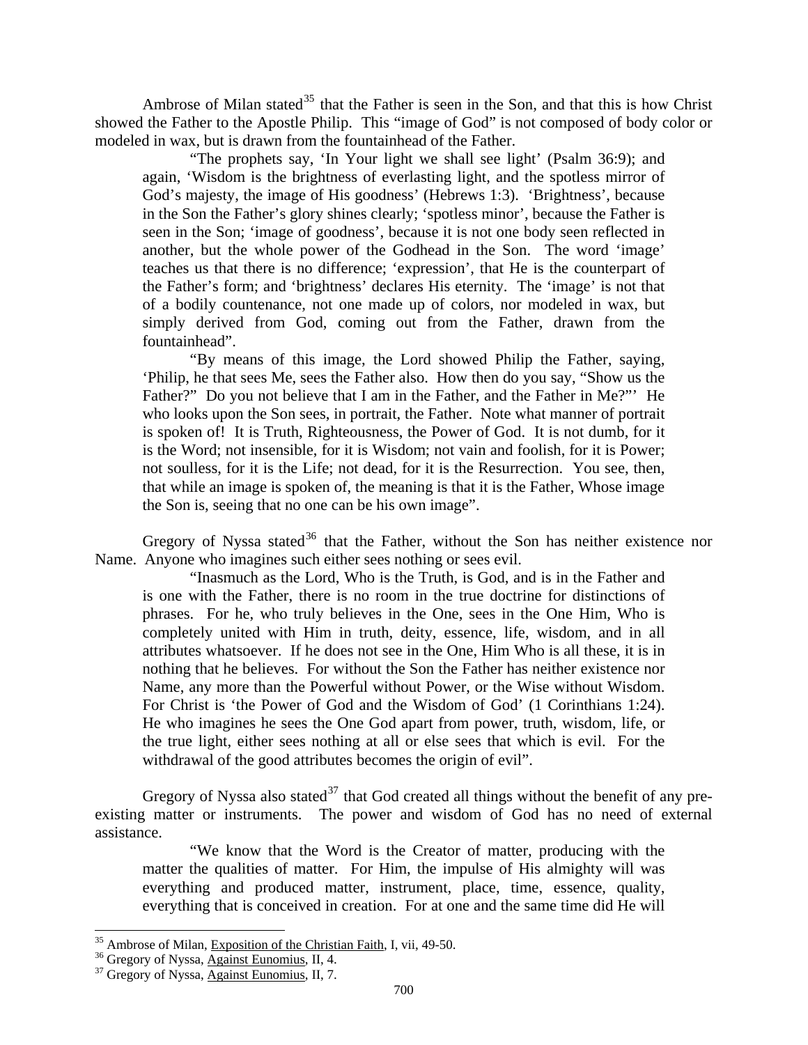Ambrose of Milan stated[35] that the Father is seen in the Son, and that this is how Christ showed the Father to the Apostle Philip. This "image of God" is not composed of body color or modeled in wax, but is drawn from the fountainhead of the Father.

> "The prophets say, 'In Your light we shall see light' (Psalm 36:9); and again, 'Wisdom is the brightness of everlasting light, and the spotless mirror of God's majesty, the image of His goodness' (Hebrews 1:3). 'Brightness', because in the Son the Father's glory shines clearly; 'spotless minor', because the Father is seen in the Son; 'image of goodness', because it is not one body seen reflected in another, but the whole power of the Godhead in the Son. The word 'image' teaches us that there is no difference; 'expression', that He is the counterpart of the Father's form; and 'brightness' declares His eternity. The 'image' is not that of a bodily countenance, not one made up of colors, nor modeled in wax, but simply derived from God, coming out from the Father, drawn from the fountainhead".
>
> "By means of this image, the Lord showed Philip the Father, saying, 'Philip, he that sees Me, sees the Father also. How then do you say, "Show us the Father?" Do you not believe that I am in the Father, and the Father in Me?"' He who looks upon the Son sees, in portrait, the Father. Note what manner of portrait is spoken of! It is Truth, Righteousness, the Power of God. It is not dumb, for it is the Word; not insensible, for it is Wisdom; not vain and foolish, for it is Power; not soulless, for it is the Life; not dead, for it is the Resurrection. You see, then, that while an image is spoken of, the meaning is that it is the Father, Whose image the Son is, seeing that no one can be his own image".

Gregory of Nyssa stated[36] that the Father, without the Son has neither existence nor Name. Anyone who imagines such either sees nothing or sees evil.

> "Inasmuch as the Lord, Who is the Truth, is God, and is in the Father and is one with the Father, there is no room in the true doctrine for distinctions of phrases. For he, who truly believes in the One, sees in the One Him, Who is completely united with Him in truth, deity, essence, life, wisdom, and in all attributes whatsoever. If he does not see in the One, Him Who is all these, it is in nothing that he believes. For without the Son the Father has neither existence nor Name, any more than the Powerful without Power, or the Wise without Wisdom. For Christ is 'the Power of God and the Wisdom of God' (1 Corinthians 1:24). He who imagines he sees the One God apart from power, truth, wisdom, life, or the true light, either sees nothing at all or else sees that which is evil. For the withdrawal of the good attributes becomes the origin of evil".

Gregory of Nyssa also stated[37] that God created all things without the benefit of any pre-existing matter or instruments. The power and wisdom of God has no need of external assistance.

> "We know that the Word is the Creator of matter, producing with the matter the qualities of matter. For Him, the impulse of His almighty will was everything and produced matter, instrument, place, time, essence, quality, everything that is conceived in creation. For at one and the same time did He will

---

[35] Ambrose of Milan, Exposition of the Christian Faith, I, vii, 49-50.

[36] Gregory of Nyssa, Against Eunomius, II, 4.

[37] Gregory of Nyssa, Against Eunomius, II, 7.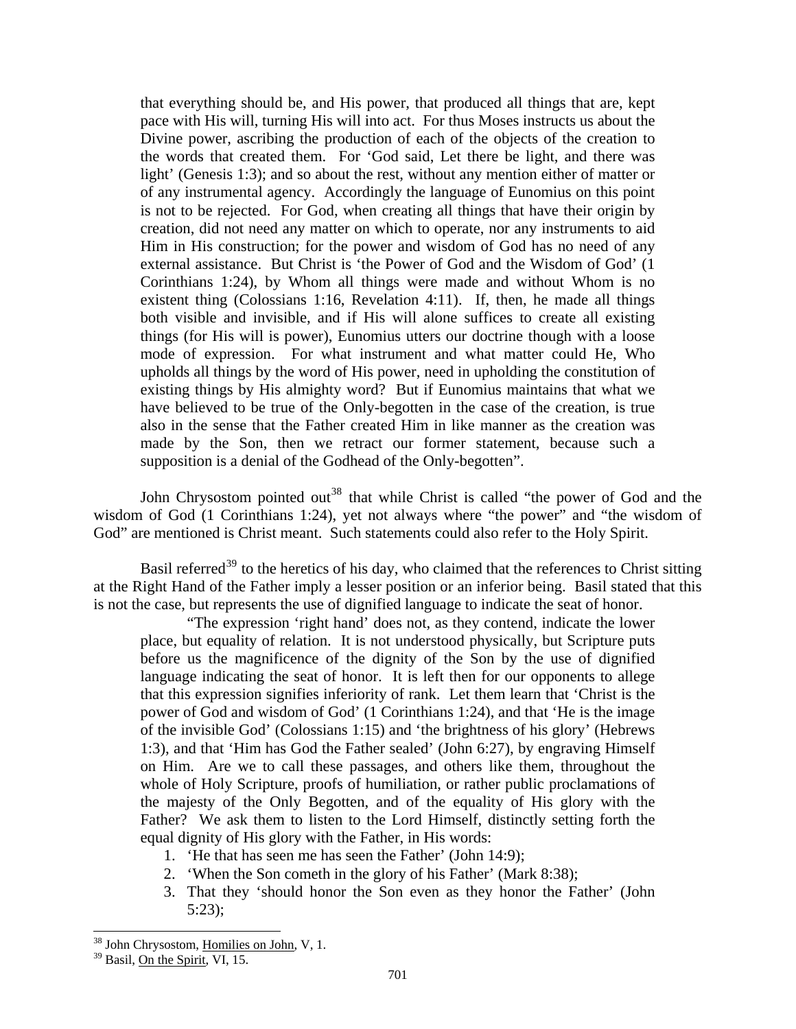> that everything should be, and His power, that produced all things that are, kept pace with His will, turning His will into act. For thus Moses instructs us about the Divine power, ascribing the production of each of the objects of the creation to the words that created them. For 'God said, Let there be light, and there was light' (Genesis 1:3); and so about the rest, without any mention either of matter or of any instrumental agency. Accordingly the language of Eunomius on this point is not to be rejected. For God, when creating all things that have their origin by creation, did not need any matter on which to operate, nor any instruments to aid Him in His construction; for the power and wisdom of God has no need of any external assistance. But Christ is 'the Power of God and the Wisdom of God' (1 Corinthians 1:24), by Whom all things were made and without Whom is no existent thing (Colossians 1:16, Revelation 4:11). If, then, he made all things both visible and invisible, and if His will alone suffices to create all existing things (for His will is power), Eunomius utters our doctrine though with a loose mode of expression. For what instrument and what matter could He, Who upholds all things by the word of His power, need in upholding the constitution of existing things by His almighty word? But if Eunomius maintains that what we have believed to be true of the Only-begotten in the case of the creation, is true also in the sense that the Father created Him in like manner as the creation was made by the Son, then we retract our former statement, because such a supposition is a denial of the Godhead of the Only-begotten".

John Chrysostom pointed out[38] that while Christ is called "the power of God and the wisdom of God (1 Corinthians 1:24), yet not always where "the power" and "the wisdom of God" are mentioned is Christ meant. Such statements could also refer to the Holy Spirit.

Basil referred[39] to the heretics of his day, who claimed that the references to Christ sitting at the Right Hand of the Father imply a lesser position or an inferior being. Basil stated that this is not the case, but represents the use of dignified language to indicate the seat of honor.

> "The expression 'right hand' does not, as they contend, indicate the lower place, but equality of relation. It is not understood physically, but Scripture puts before us the magnificence of the dignity of the Son by the use of dignified language indicating the seat of honor. It is left then for our opponents to allege that this expression signifies inferiority of rank. Let them learn that 'Christ is the power of God and wisdom of God' (1 Corinthians 1:24), and that 'He is the image of the invisible God' (Colossians 1:15) and 'the brightness of his glory' (Hebrews 1:3), and that 'Him has God the Father sealed' (John 6:27), by engraving Himself on Him. Are we to call these passages, and others like them, throughout the whole of Holy Scripture, proofs of humiliation, or rather public proclamations of the majesty of the Only Begotten, and of the equality of His glory with the Father? We ask them to listen to the Lord Himself, distinctly setting forth the equal dignity of His glory with the Father, in His words:
>
> 1. 'He that has seen me has seen the Father' (John 14:9);
> 2. 'When the Son cometh in the glory of his Father' (Mark 8:38);
> 3. That they 'should honor the Son even as they honor the Father' (John 5:23);

---

[38] John Chrysostom, Homilies on John, V, 1.

[39] Basil, On the Spirit, VI, 15.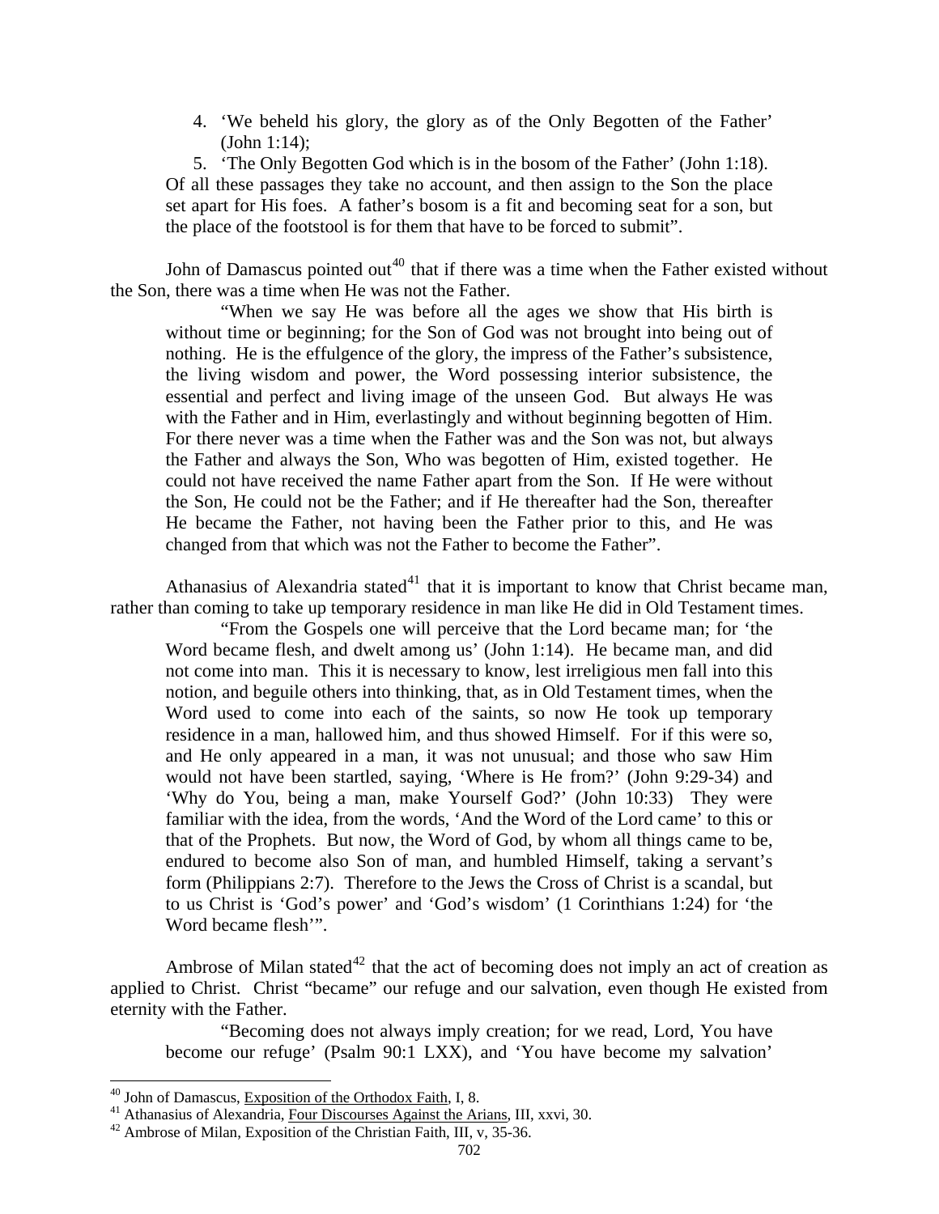4. 'We beheld his glory, the glory as of the Only Begotten of the Father' (John 1:14);
5. 'The Only Begotten God which is in the bosom of the Father' (John 1:18).

> Of all these passages they take no account, and then assign to the Son the place set apart for His foes. A father's bosom is a fit and becoming seat for a son, but the place of the footstool is for them that have to be forced to submit".

John of Damascus pointed out[40] that if there was a time when the Father existed without the Son, there was a time when He was not the Father.

> "When we say He was before all the ages we show that His birth is without time or beginning; for the Son of God was not brought into being out of nothing. He is the effulgence of the glory, the impress of the Father's subsistence, the living wisdom and power, the Word possessing interior subsistence, the essential and perfect and living image of the unseen God. But always He was with the Father and in Him, everlastingly and without beginning begotten of Him. For there never was a time when the Father was and the Son was not, but always the Father and always the Son, Who was begotten of Him, existed together. He could not have received the name Father apart from the Son. If He were without the Son, He could not be the Father; and if He thereafter had the Son, thereafter He became the Father, not having been the Father prior to this, and He was changed from that which was not the Father to become the Father".

Athanasius of Alexandria stated[41] that it is important to know that Christ became man, rather than coming to take up temporary residence in man like He did in Old Testament times.

> "From the Gospels one will perceive that the Lord became man; for 'the Word became flesh, and dwelt among us' (John 1:14). He became man, and did not come into man. This it is necessary to know, lest irreligious men fall into this notion, and beguile others into thinking, that, as in Old Testament times, when the Word used to come into each of the saints, so now He took up temporary residence in a man, hallowed him, and thus showed Himself. For if this were so, and He only appeared in a man, it was not unusual; and those who saw Him would not have been startled, saying, 'Where is He from?' (John 9:29-34) and 'Why do You, being a man, make Yourself God?' (John 10:33) They were familiar with the idea, from the words, 'And the Word of the Lord came' to this or that of the Prophets. But now, the Word of God, by whom all things came to be, endured to become also Son of man, and humbled Himself, taking a servant's form (Philippians 2:7). Therefore to the Jews the Cross of Christ is a scandal, but to us Christ is 'God's power' and 'God's wisdom' (1 Corinthians 1:24) for 'the Word became flesh'".

Ambrose of Milan stated[42] that the act of becoming does not imply an act of creation as applied to Christ. Christ "became" our refuge and our salvation, even though He existed from eternity with the Father.

> "Becoming does not always imply creation; for we read, Lord, You have become our refuge' (Psalm 90:1 LXX), and 'You have become my salvation'

---

[40] John of Damascus, Exposition of the Orthodox Faith, I, 8.

[41] Athanasius of Alexandria, Four Discourses Against the Arians, III, xxvi, 30.

[42] Ambrose of Milan, Exposition of the Christian Faith, III, v, 35-36.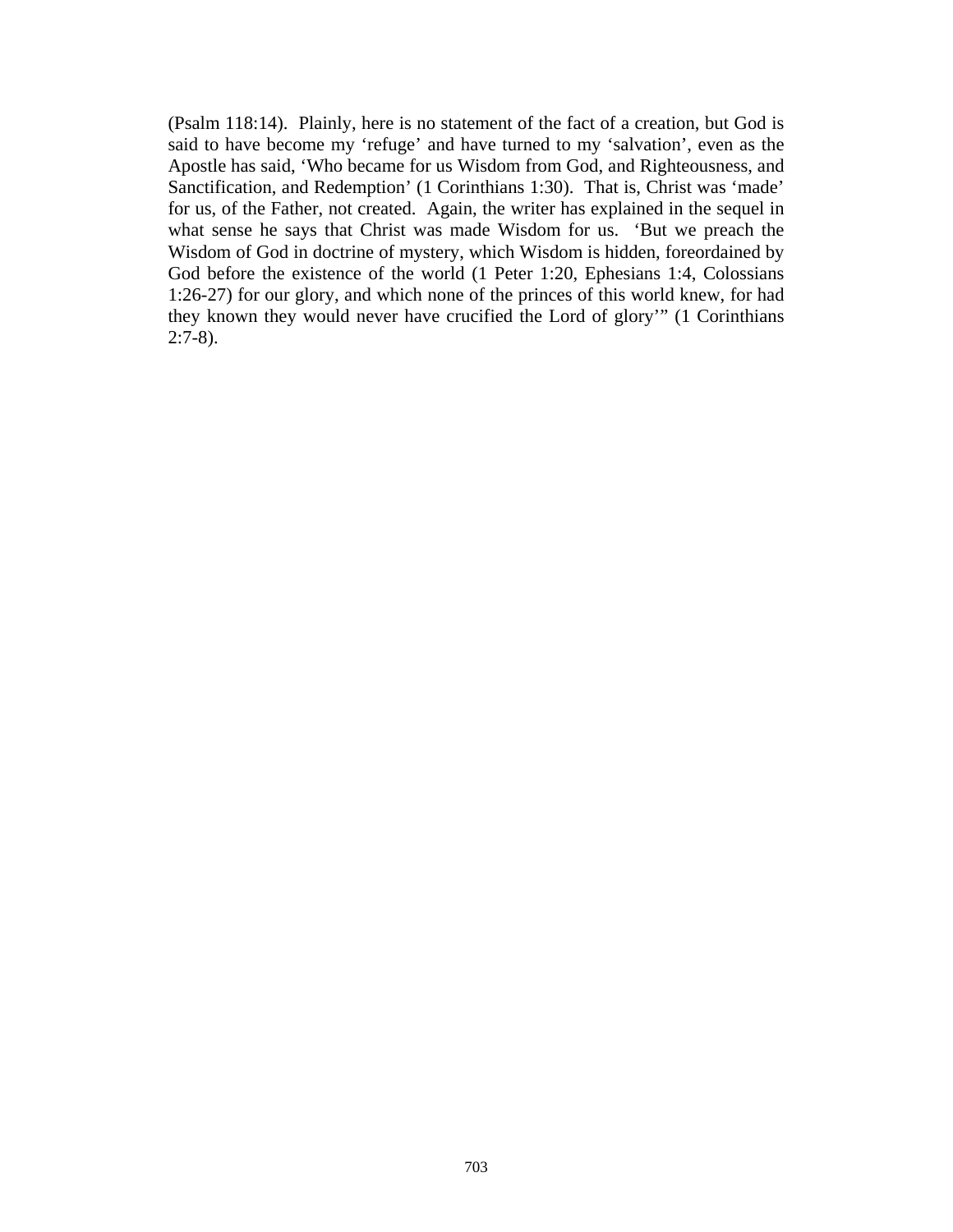(Psalm 118:14). Plainly, here is no statement of the fact of a creation, but God is said to have become my ‘refuge’ and have turned to my ‘salvation’, even as the Apostle has said, ‘Who became for us Wisdom from God, and Righteousness, and Sanctification, and Redemption’ (1 Corinthians 1:30). That is, Christ was ‘made’ for us, of the Father, not created. Again, the writer has explained in the sequel in what sense he says that Christ was made Wisdom for us. ‘But we preach the Wisdom of God in doctrine of mystery, which Wisdom is hidden, foreordained by God before the existence of the world (1 Peter 1:20, Ephesians 1:4, Colossians 1:26-27) for our glory, and which none of the princes of this world knew, for had they known they would never have crucified the Lord of glory’” (1 Corinthians 2:7-8).